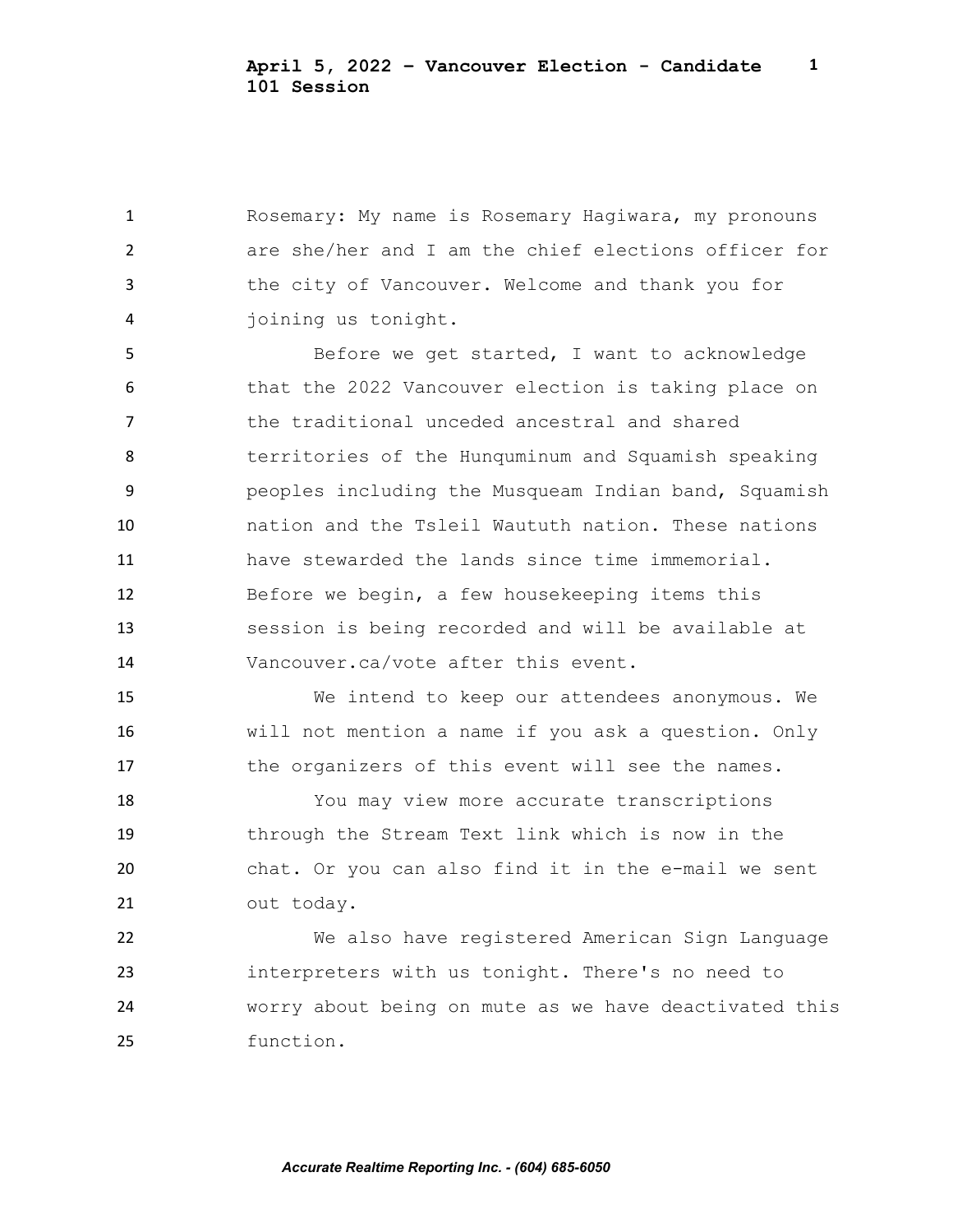Rosemary: My name is Rosemary Hagiwara, my pronouns are she/her and I am the chief elections officer for the city of Vancouver. Welcome and thank you for joining us tonight.

Before we get started, I want to acknowledge that the 2022 Vancouver election is taking place on the traditional unceded ancestral and shared territories of the Hunquminum and Squamish speaking peoples including the Musqueam Indian band, Squamish nation and the Tsleil Waututh nation. These nations have stewarded the lands since time immemorial. Before we begin, a few housekeeping items this session is being recorded and will be available at Vancouver.ca/vote after this event.

We intend to keep our attendees anonymous. We will not mention a name if you ask a question. Only the organizers of this event will see the names.

You may view more accurate transcriptions through the Stream Text link which is now in the chat. Or you can also find it in the e-mail we sent out today.

We also have registered American Sign Language interpreters with us tonight. There's no need to worry about being on mute as we have deactivated this function.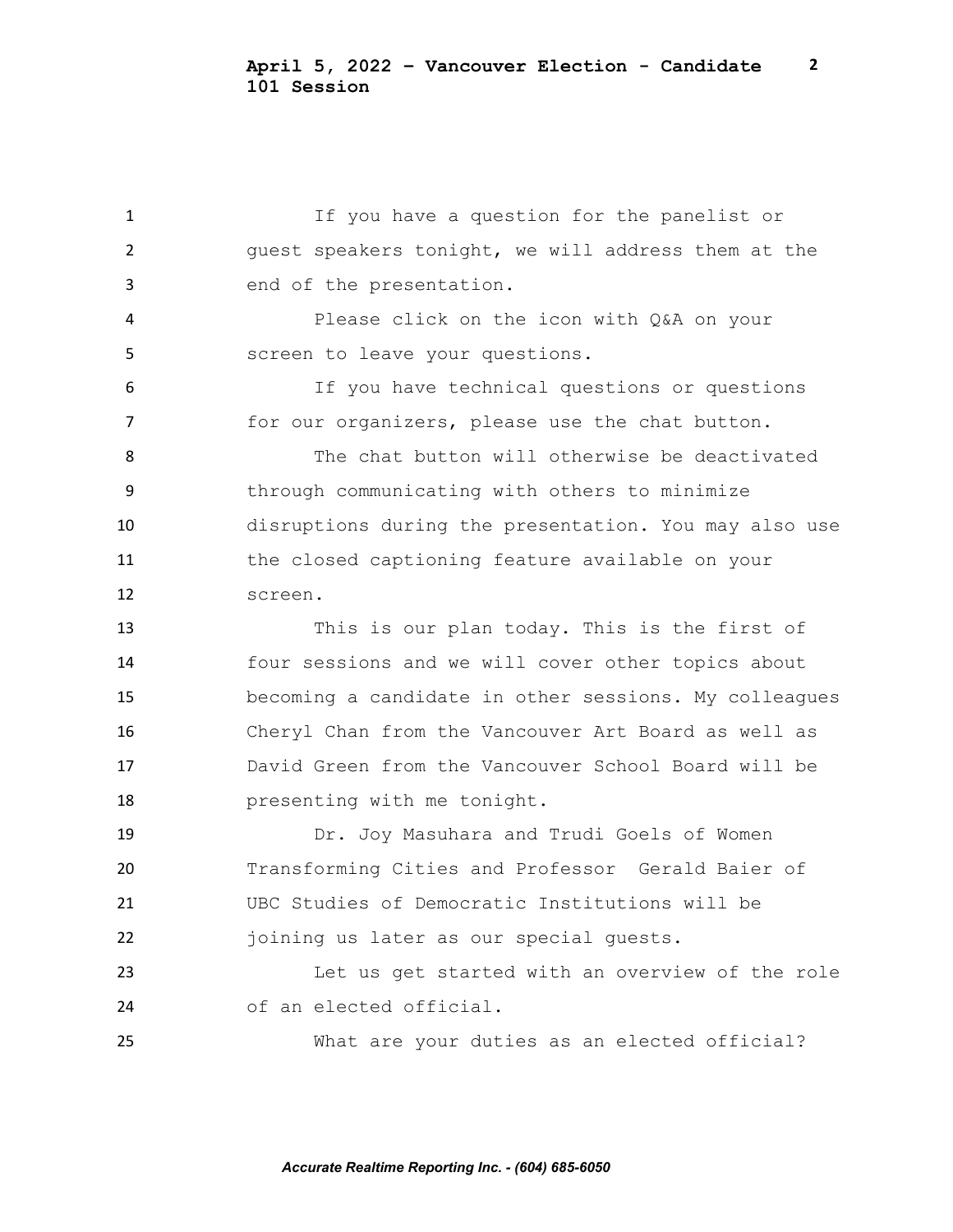If you have a question for the panelist or guest speakers tonight, we will address them at the end of the presentation.

Please click on the icon with Q&A on your screen to leave your questions.

If you have technical questions or questions for our organizers, please use the chat button.

The chat button will otherwise be deactivated through communicating with others to minimize disruptions during the presentation. You may also use the closed captioning feature available on your screen.

This is our plan today. This is the first of four sessions and we will cover other topics about becoming a candidate in other sessions. My colleagues Cheryl Chan from the Vancouver Art Board as well as David Green from the Vancouver School Board will be presenting with me tonight.

Dr. Joy Masuhara and Trudi Goels of Women Transforming Cities and Professor Gerald Baier of UBC Studies of Democratic Institutions will be joining us later as our special guests.

Let us get started with an overview of the role of an elected official.

What are your duties as an elected official?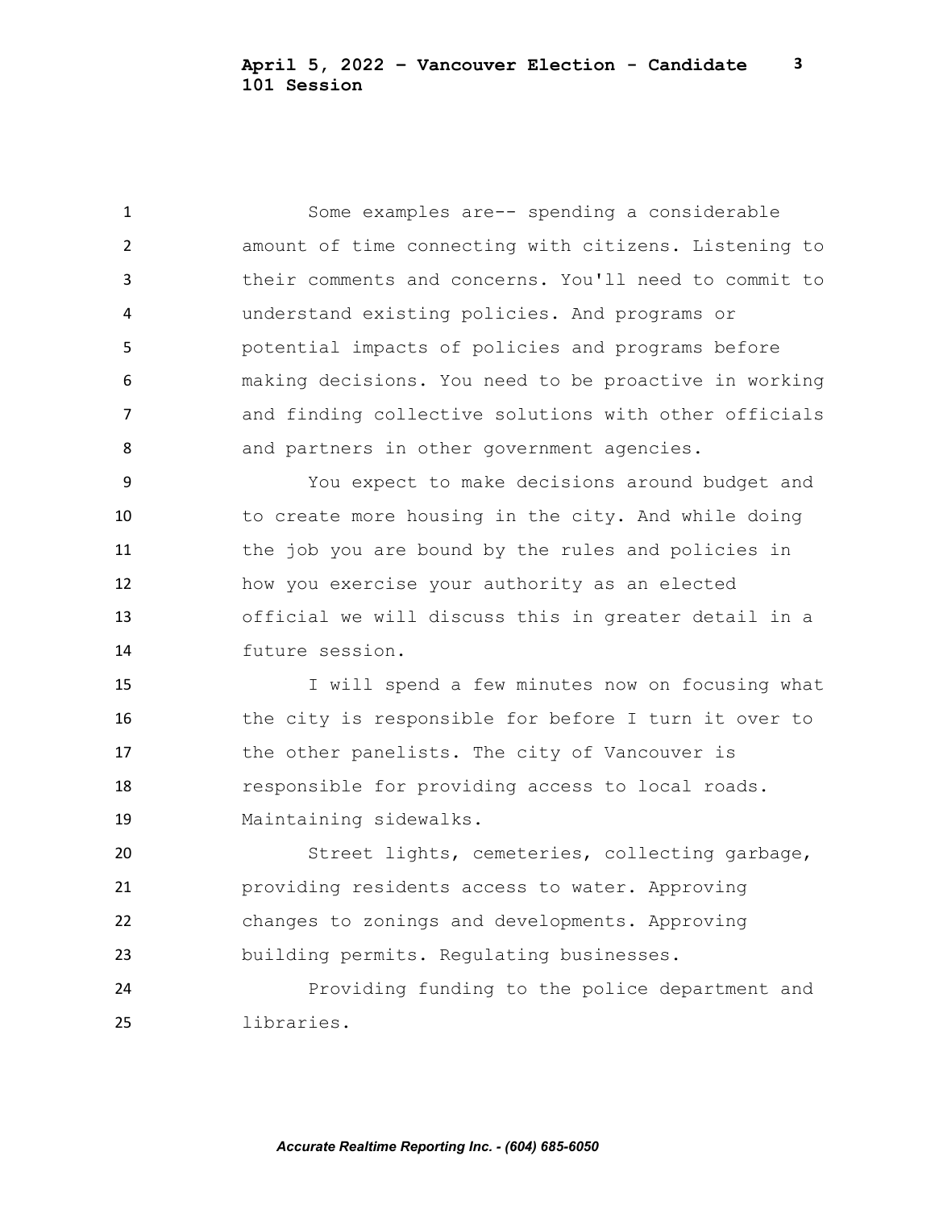Some examples are-- spending a considerable amount of time connecting with citizens. Listening to their comments and concerns. You'll need to commit to understand existing policies. And programs or potential impacts of policies and programs before making decisions. You need to be proactive in working and finding collective solutions with other officials and partners in other government agencies.

You expect to make decisions around budget and to create more housing in the city. And while doing the job you are bound by the rules and policies in how you exercise your authority as an elected official we will discuss this in greater detail in a future session.

I will spend a few minutes now on focusing what the city is responsible for before I turn it over to the other panelists. The city of Vancouver is responsible for providing access to local roads. Maintaining sidewalks.

Street lights, cemeteries, collecting garbage, providing residents access to water. Approving changes to zonings and developments. Approving building permits. Regulating businesses.

Providing funding to the police department and libraries.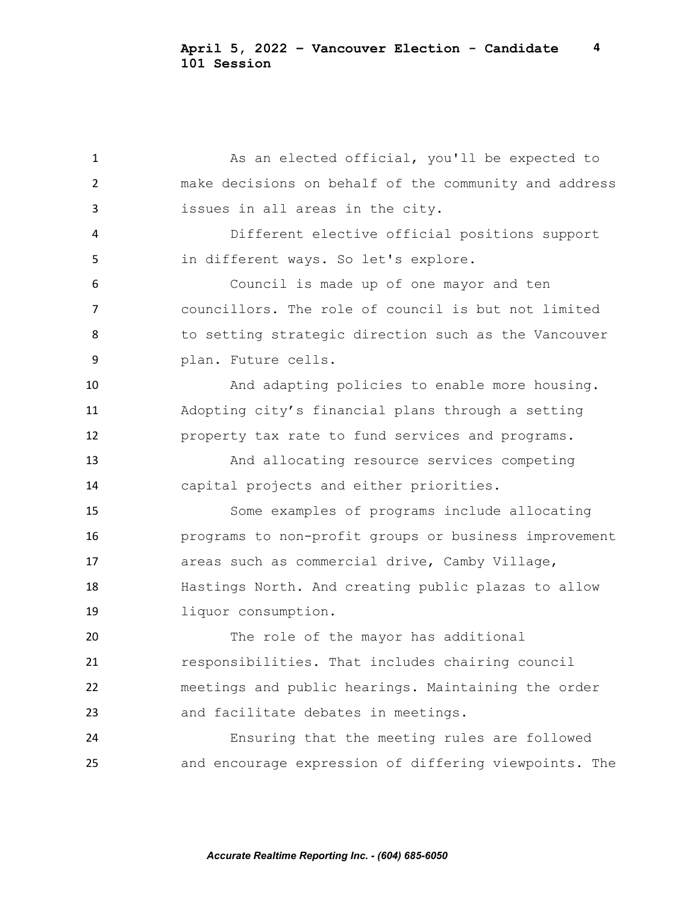As an elected official, you'll be expected to make decisions on behalf of the community and address issues in all areas in the city.

Different elective official positions support in different ways. So let's explore.

Council is made up of one mayor and ten councillors. The role of council is but not limited to setting strategic direction such as the Vancouver plan. Future cells.

And adapting policies to enable more housing. Adopting city's financial plans through a setting property tax rate to fund services and programs.

And allocating resource services competing capital projects and either priorities.

Some examples of programs include allocating programs to non-profit groups or business improvement areas such as commercial drive, Camby Village, Hastings North. And creating public plazas to allow liquor consumption.

The role of the mayor has additional responsibilities. That includes chairing council meetings and public hearings. Maintaining the order and facilitate debates in meetings.

Ensuring that the meeting rules are followed and encourage expression of differing viewpoints. The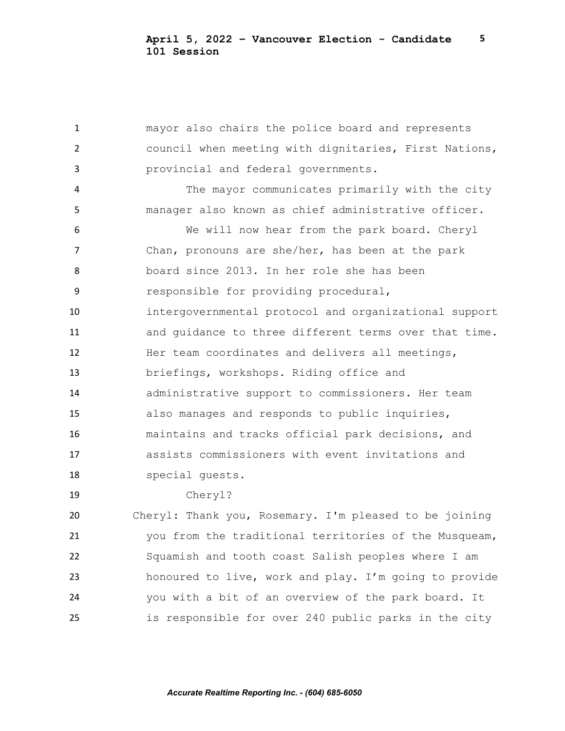mayor also chairs the police board and represents council when meeting with dignitaries, First Nations, provincial and federal governments.

The mayor communicates primarily with the city manager also known as chief administrative officer.

We will now hear from the park board. Cheryl Chan, pronouns are she/her, has been at the park board since 2013. In her role she has been responsible for providing procedural, intergovernmental protocol and organizational support and guidance to three different terms over that time. Her team coordinates and delivers all meetings, briefings, workshops. Riding office and administrative support to commissioners. Her team also manages and responds to public inquiries, maintains and tracks official park decisions, and assists commissioners with event invitations and special guests.

Cheryl?

Cheryl: Thank you, Rosemary. I'm pleased to be joining you from the traditional territories of the Musqueam, Squamish and tooth coast Salish peoples where I am honoured to live, work and play. I’m going to provide you with a bit of an overview of the park board. It is responsible for over 240 public parks in the city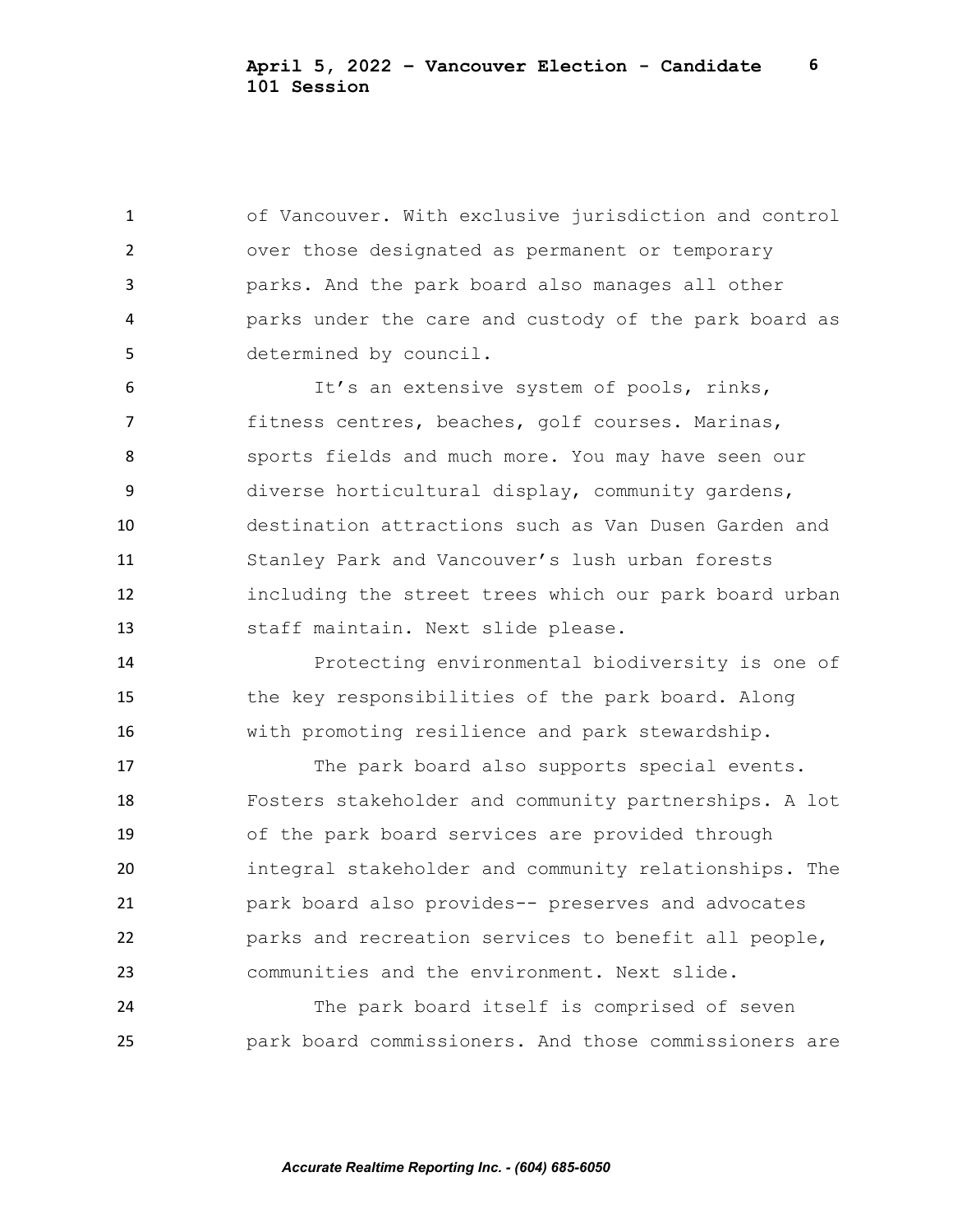of Vancouver. With exclusive jurisdiction and control over those designated as permanent or temporary parks. And the park board also manages all other parks under the care and custody of the park board as determined by council.

It's an extensive system of pools, rinks, fitness centres, beaches, golf courses. Marinas, sports fields and much more. You may have seen our diverse horticultural display, community gardens, destination attractions such as Van Dusen Garden and Stanley Park and Vancouver's lush urban forests including the street trees which our park board urban staff maintain. Next slide please.

Protecting environmental biodiversity is one of the key responsibilities of the park board. Along with promoting resilience and park stewardship.

The park board also supports special events. Fosters stakeholder and community partnerships. A lot of the park board services are provided through integral stakeholder and community relationships. The park board also provides-- preserves and advocates parks and recreation services to benefit all people, communities and the environment. Next slide.

The park board itself is comprised of seven park board commissioners. And those commissioners are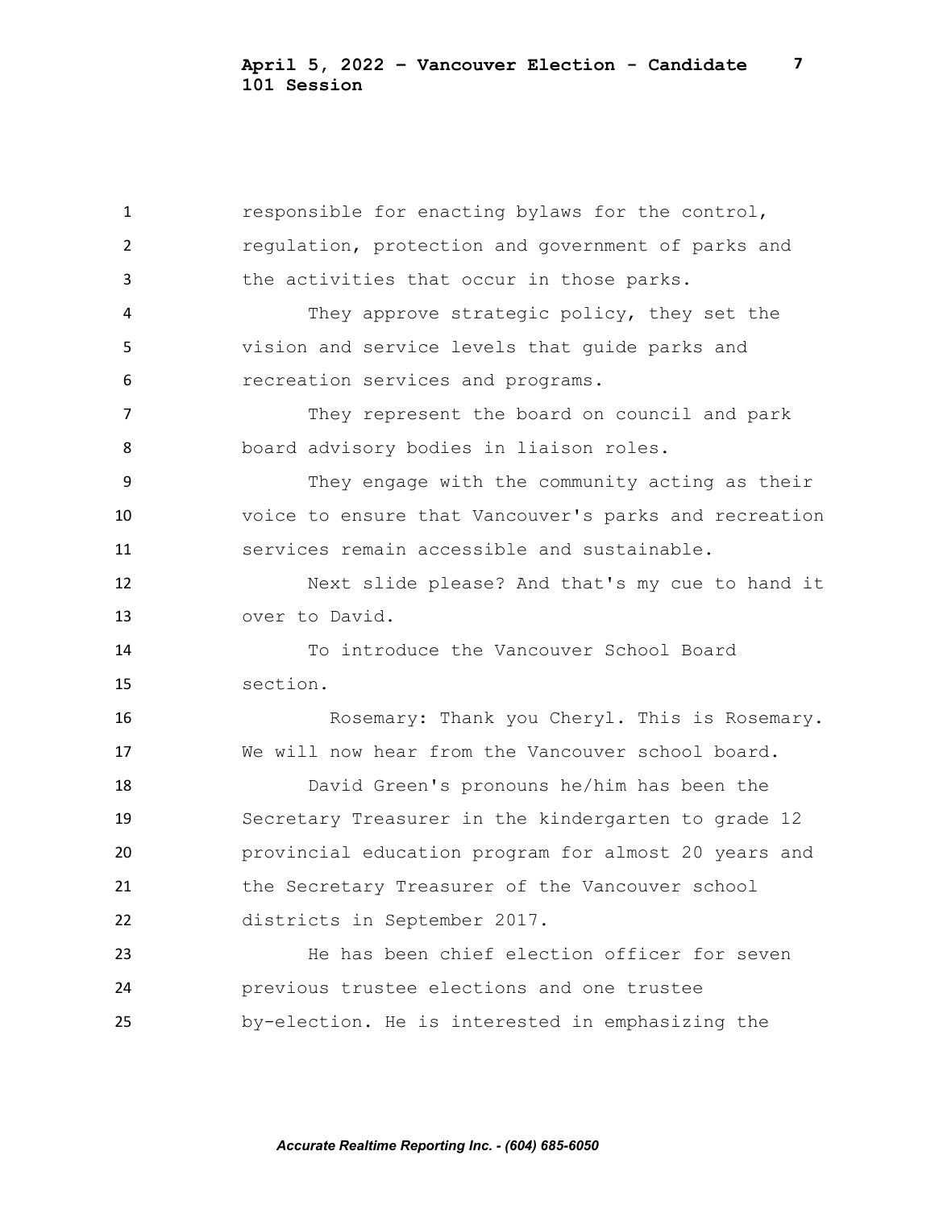responsible for enacting bylaws for the control, regulation, protection and government of parks and the activities that occur in those parks.

They approve strategic policy, they set the vision and service levels that guide parks and recreation services and programs.

They represent the board on council and park board advisory bodies in liaison roles.

They engage with the community acting as their voice to ensure that Vancouver's parks and recreation services remain accessible and sustainable.

Next slide please? And that's my cue to hand it over to David.

To introduce the Vancouver School Board section.

Rosemary: Thank you Cheryl. This is Rosemary. We will now hear from the Vancouver school board.

David Green's pronouns he/him has been the Secretary Treasurer in the kindergarten to grade 12 provincial education program for almost 20 years and the Secretary Treasurer of the Vancouver school districts in September 2017.

He has been chief election officer for seven previous trustee elections and one trustee by-election. He is interested in emphasizing the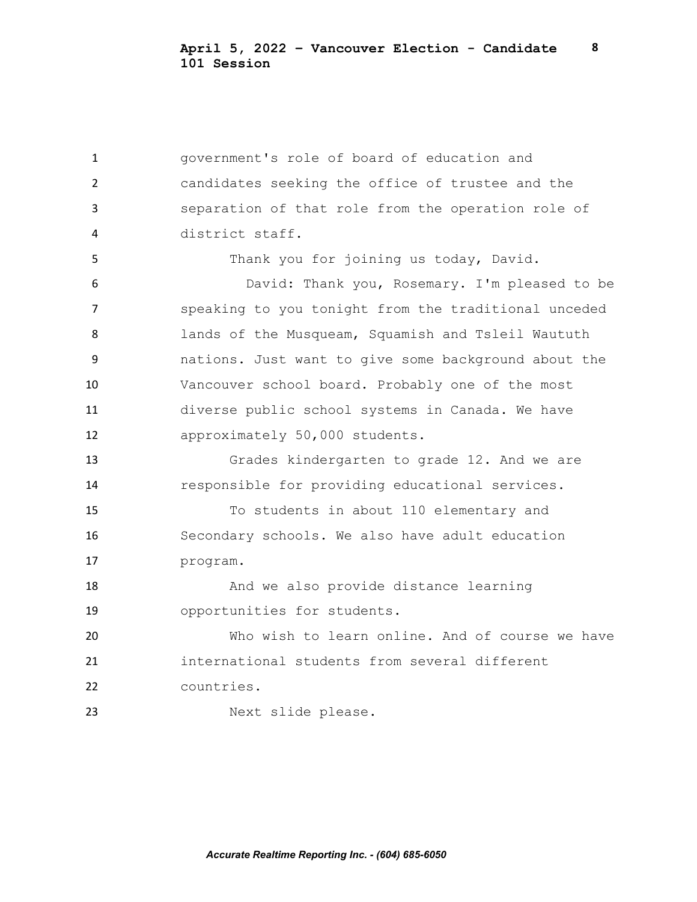government's role of board of education and candidates seeking the office of trustee and the separation of that role from the operation role of district staff.

Thank you for joining us today, David.

David: Thank you, Rosemary. I'm pleased to be speaking to you tonight from the traditional unceded lands of the Musqueam, Squamish and Tsleil Waututh nations. Just want to give some background about the Vancouver school board. Probably one of the most diverse public school systems in Canada. We have approximately 50,000 students.

Grades kindergarten to grade 12. And we are responsible for providing educational services.

To students in about 110 elementary and Secondary schools. We also have adult education program.

And we also provide distance learning opportunities for students.

Who wish to learn online. And of course we have international students from several different countries.

Next slide please.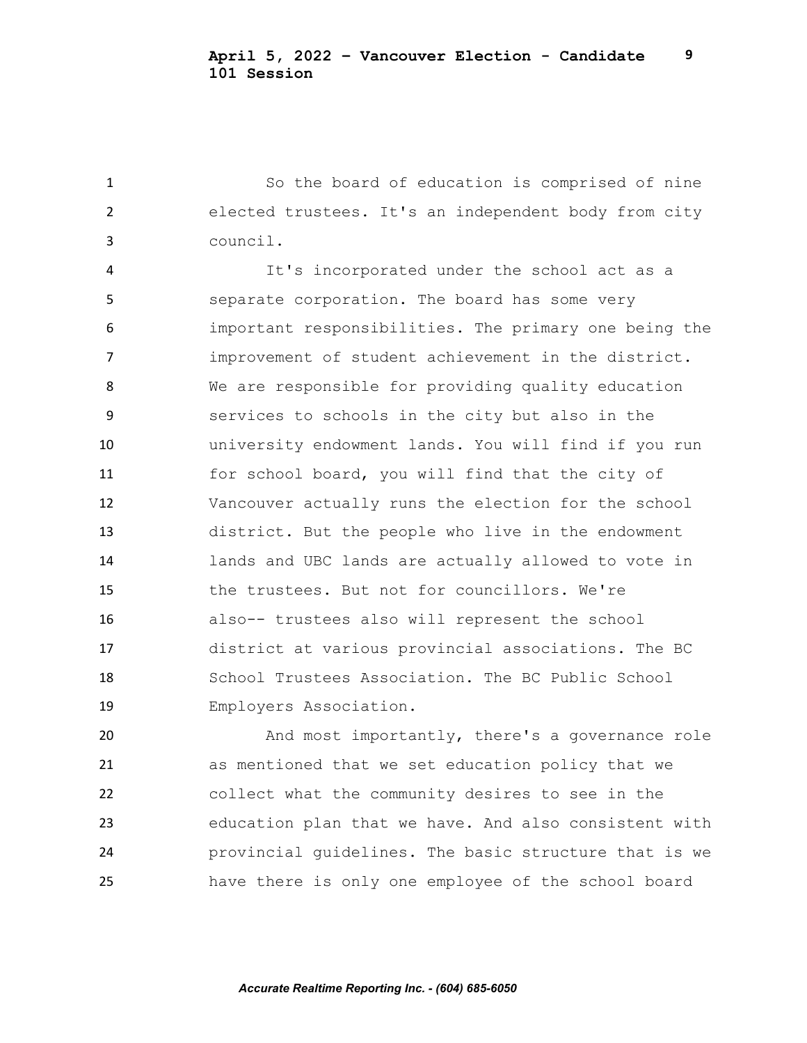So the board of education is comprised of nine elected trustees. It's an independent body from city council.

It's incorporated under the school act as a separate corporation. The board has some very important responsibilities. The primary one being the improvement of student achievement in the district. We are responsible for providing quality education services to schools in the city but also in the university endowment lands. You will find if you run for school board, you will find that the city of Vancouver actually runs the election for the school district. But the people who live in the endowment lands and UBC lands are actually allowed to vote in the trustees. But not for councillors. We're also-- trustees also will represent the school district at various provincial associations. The BC School Trustees Association. The BC Public School Employers Association.

And most importantly, there's a governance role as mentioned that we set education policy that we collect what the community desires to see in the education plan that we have. And also consistent with provincial guidelines. The basic structure that is we have there is only one employee of the school board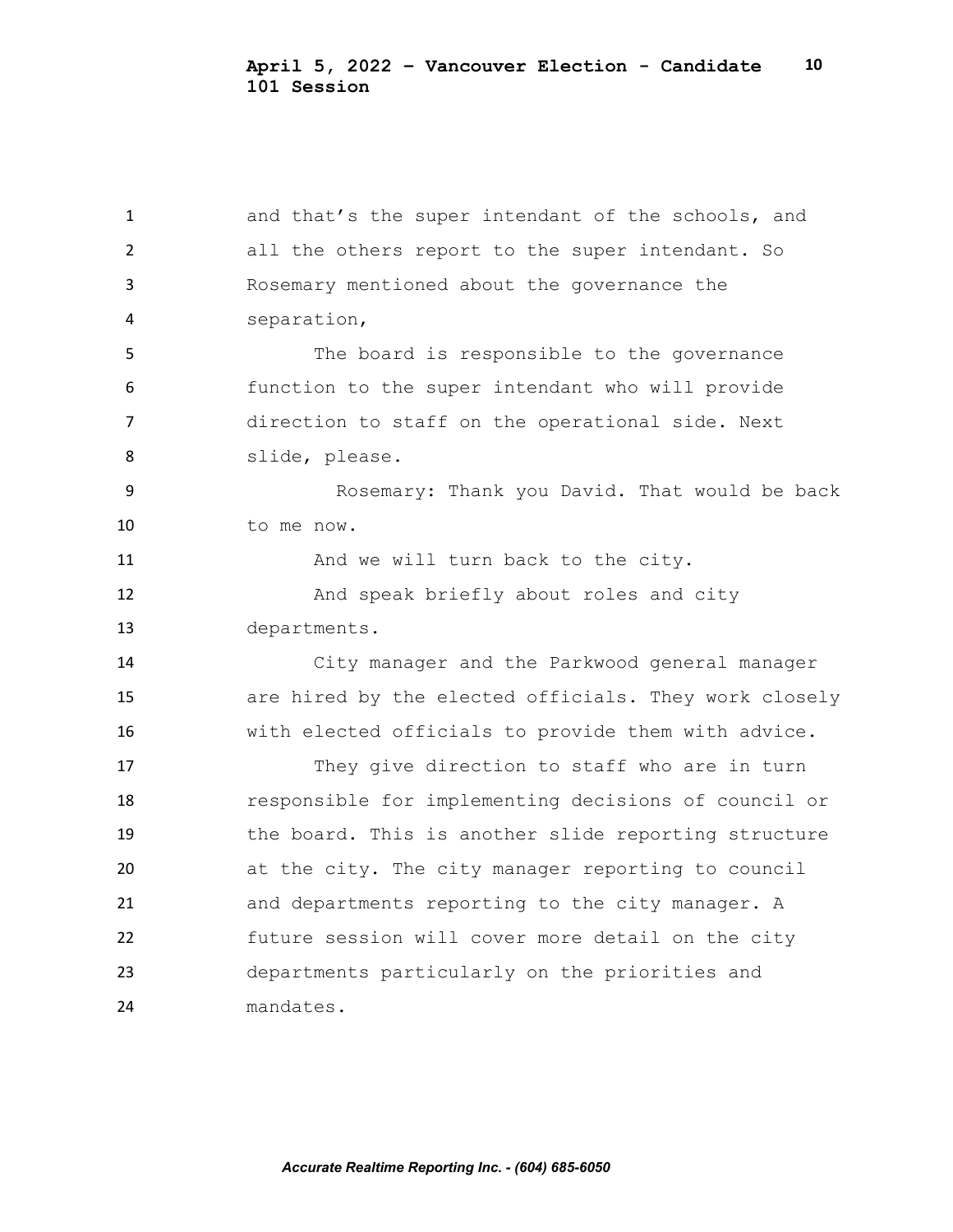and that's the super intendant of the schools, and all the others report to the super intendant. So Rosemary mentioned about the governance the separation,

The board is responsible to the governance function to the super intendant who will provide direction to staff on the operational side. Next slide, please.

Rosemary: Thank you David. That would be back to me now.

And we will turn back to the city.

And speak briefly about roles and city departments.

City manager and the Parkwood general manager are hired by the elected officials. They work closely with elected officials to provide them with advice.

They give direction to staff who are in turn responsible for implementing decisions of council or the board. This is another slide reporting structure at the city. The city manager reporting to council and departments reporting to the city manager. A future session will cover more detail on the city departments particularly on the priorities and mandates.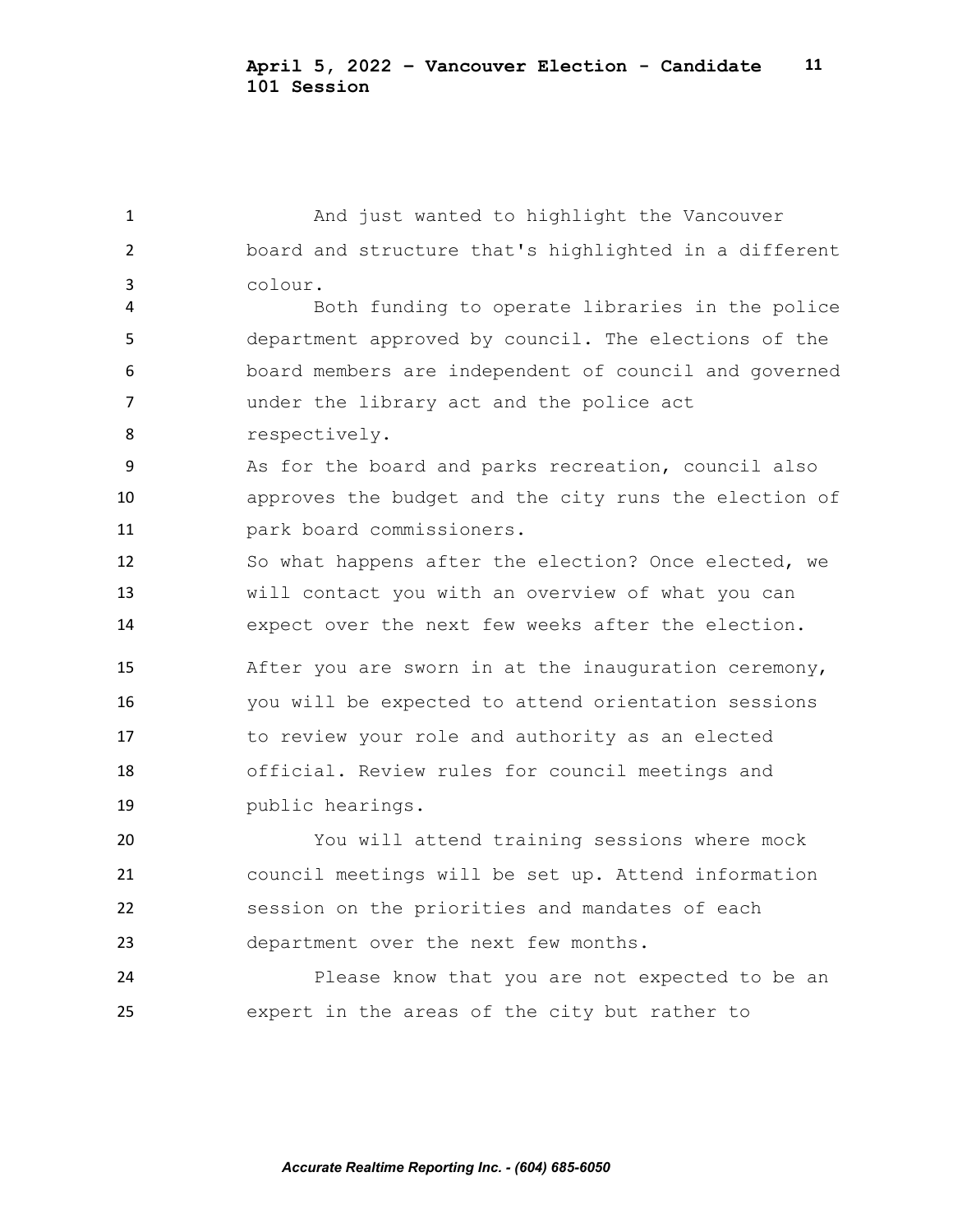And just wanted to highlight the Vancouver board and structure that's highlighted in a different colour.

Both funding to operate libraries in the police department approved by council. The elections of the board members are independent of council and governed under the library act and the police act respectively.

As for the board and parks recreation, council also approves the budget and the city runs the election of park board commissioners.

So what happens after the election? Once elected, we will contact you with an overview of what you can expect over the next few weeks after the election.

After you are sworn in at the inauguration ceremony, you will be expected to attend orientation sessions to review your role and authority as an elected official. Review rules for council meetings and public hearings.

You will attend training sessions where mock council meetings will be set up. Attend information session on the priorities and mandates of each department over the next few months.

Please know that you are not expected to be an expert in the areas of the city but rather to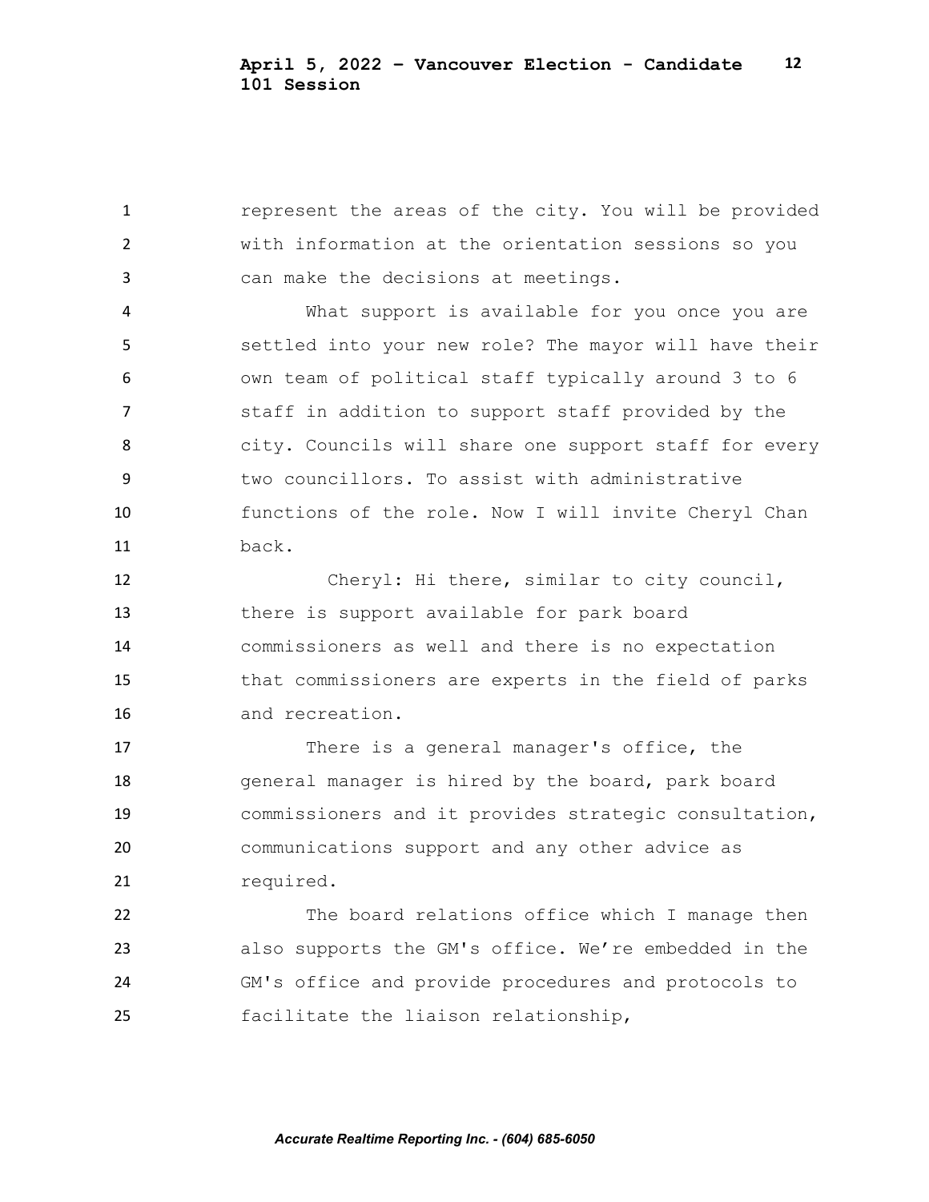represent the areas of the city. You will be provided with information at the orientation sessions so you can make the decisions at meetings.

What support is available for you once you are settled into your new role? The mayor will have their own team of political staff typically around 3 to 6 staff in addition to support staff provided by the city. Councils will share one support staff for every two councillors. To assist with administrative functions of the role. Now I will invite Cheryl Chan back.

Cheryl: Hi there, similar to city council, there is support available for park board commissioners as well and there is no expectation that commissioners are experts in the field of parks and recreation.

There is a general manager's office, the general manager is hired by the board, park board commissioners and it provides strategic consultation, communications support and any other advice as required.

The board relations office which I manage then also supports the GM's office. We're embedded in the GM's office and provide procedures and protocols to facilitate the liaison relationship,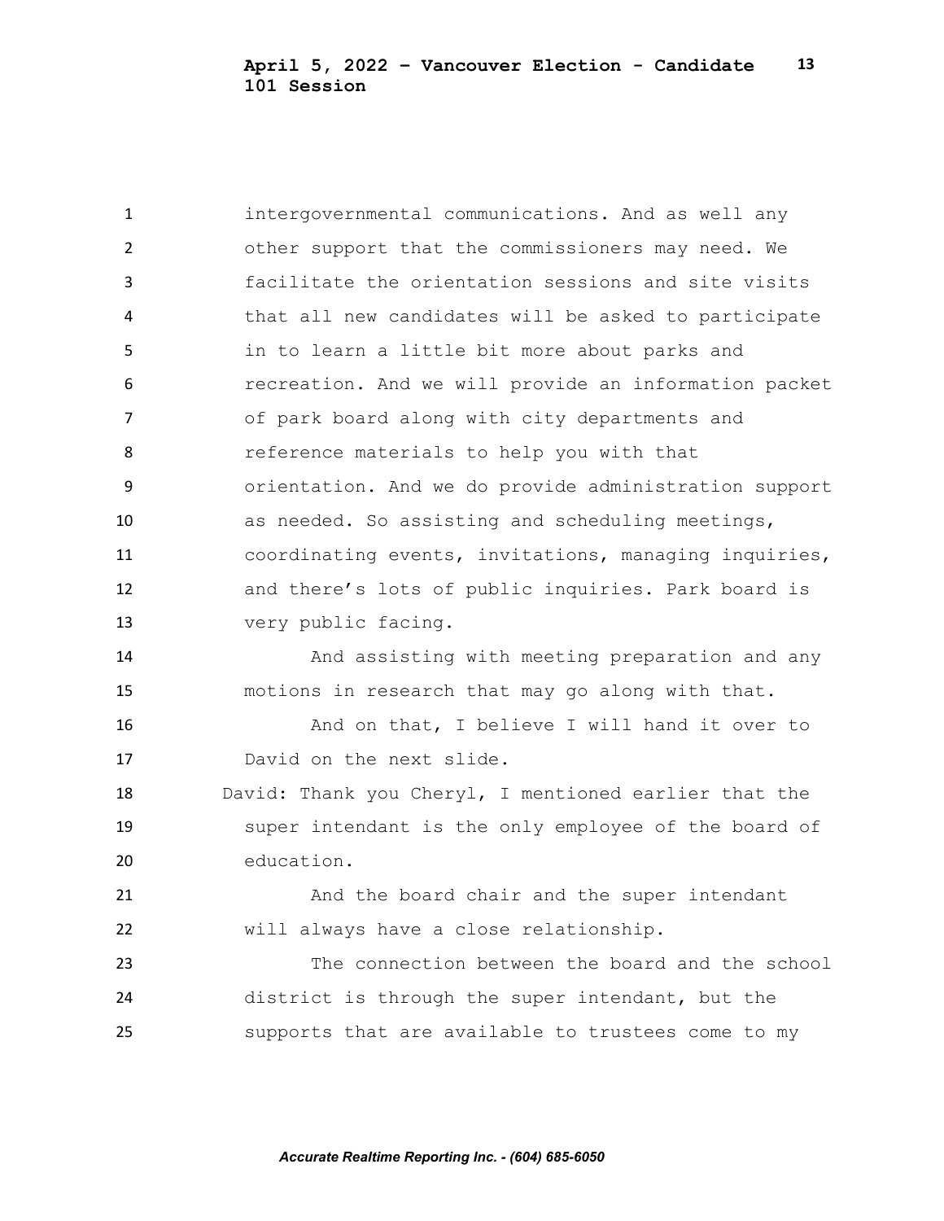intergovernmental communications. And as well any other support that the commissioners may need. We facilitate the orientation sessions and site visits that all new candidates will be asked to participate in to learn a little bit more about parks and recreation. And we will provide an information packet of park board along with city departments and reference materials to help you with that orientation. And we do provide administration support as needed. So assisting and scheduling meetings, coordinating events, invitations, managing inquiries, and there's lots of public inquiries. Park board is very public facing.

And assisting with meeting preparation and any motions in research that may go along with that.

And on that, I believe I will hand it over to David on the next slide.

David: Thank you Cheryl, I mentioned earlier that the super intendant is the only employee of the board of education.

And the board chair and the super intendant will always have a close relationship.

The connection between the board and the school district is through the super intendant, but the supports that are available to trustees come to my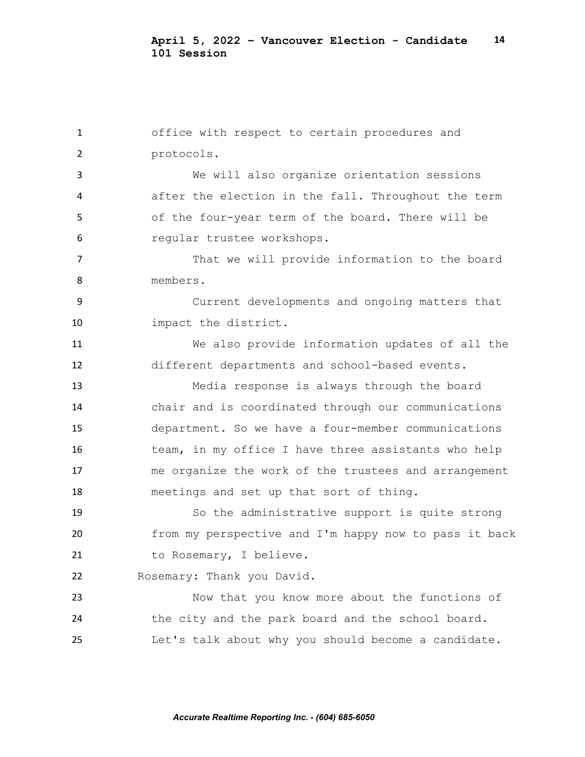office with respect to certain procedures and protocols.

We will also organize orientation sessions after the election in the fall. Throughout the term of the four-year term of the board. There will be regular trustee workshops.

That we will provide information to the board members.

Current developments and ongoing matters that impact the district.

We also provide information updates of all the different departments and school-based events.

Media response is always through the board chair and is coordinated through our communications department. So we have a four-member communications team, in my office I have three assistants who help me organize the work of the trustees and arrangement meetings and set up that sort of thing.

So the administrative support is quite strong from my perspective and I'm happy now to pass it back to Rosemary, I believe.

Rosemary: Thank you David.

Now that you know more about the functions of the city and the park board and the school board. Let's talk about why you should become a candidate.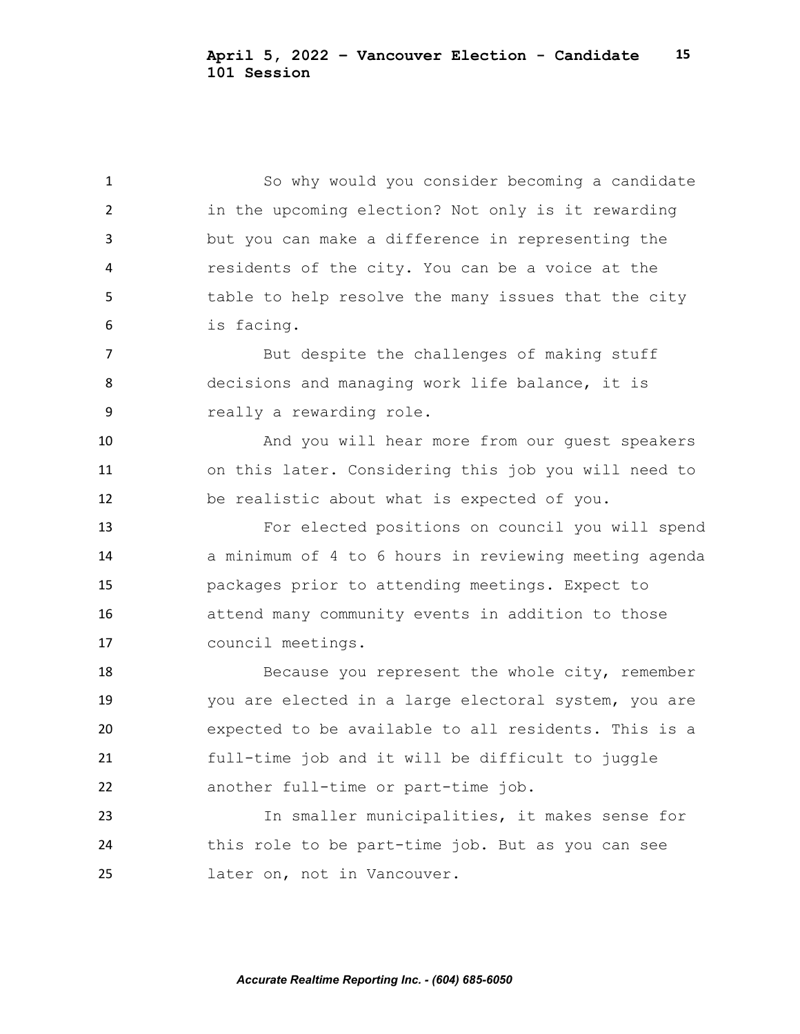So why would you consider becoming a candidate in the upcoming election? Not only is it rewarding but you can make a difference in representing the residents of the city. You can be a voice at the table to help resolve the many issues that the city is facing.

But despite the challenges of making stuff decisions and managing work life balance, it is really a rewarding role.

And you will hear more from our guest speakers on this later. Considering this job you will need to be realistic about what is expected of you.

For elected positions on council you will spend a minimum of 4 to 6 hours in reviewing meeting agenda packages prior to attending meetings. Expect to attend many community events in addition to those council meetings.

Because you represent the whole city, remember you are elected in a large electoral system, you are expected to be available to all residents. This is a full-time job and it will be difficult to juggle another full-time or part-time job.

In smaller municipalities, it makes sense for this role to be part-time job. But as you can see later on, not in Vancouver.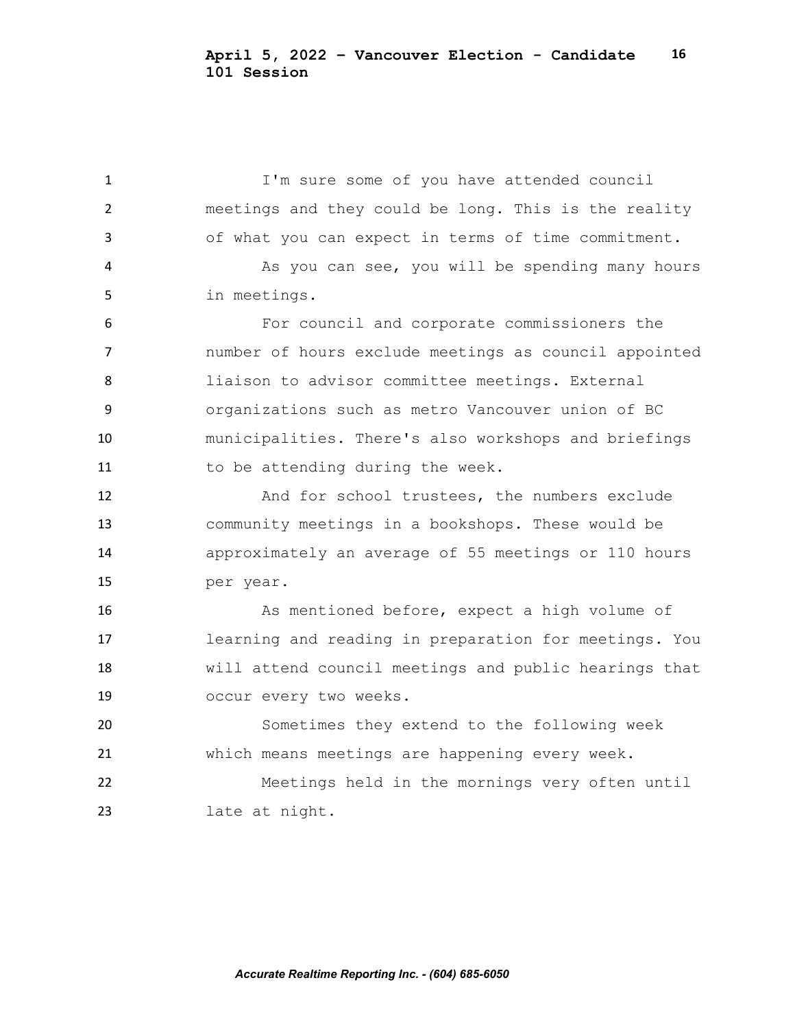I'm sure some of you have attended council meetings and they could be long. This is the reality of what you can expect in terms of time commitment.

As you can see, you will be spending many hours in meetings.

For council and corporate commissioners the number of hours exclude meetings as council appointed liaison to advisor committee meetings. External organizations such as metro Vancouver union of BC municipalities. There's also workshops and briefings to be attending during the week.

And for school trustees, the numbers exclude community meetings in a bookshops. These would be approximately an average of 55 meetings or 110 hours per year.

As mentioned before, expect a high volume of learning and reading in preparation for meetings. You will attend council meetings and public hearings that occur every two weeks.

Sometimes they extend to the following week which means meetings are happening every week.

Meetings held in the mornings very often until late at night.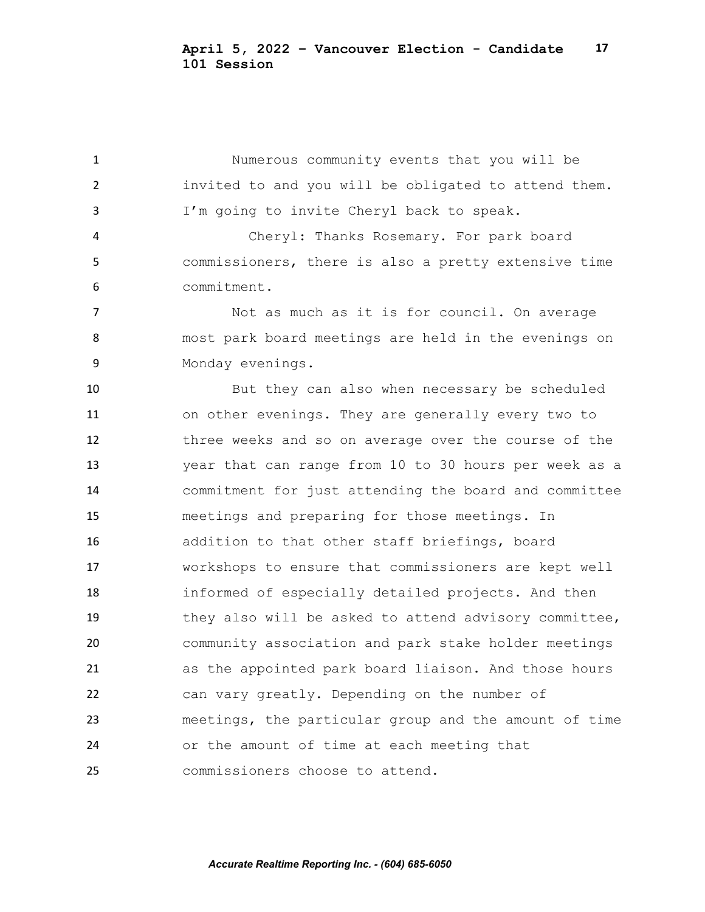Numerous community events that you will be invited to and you will be obligated to attend them. I'm going to invite Cheryl back to speak.

Cheryl: Thanks Rosemary. For park board commissioners, there is also a pretty extensive time commitment.

Not as much as it is for council. On average most park board meetings are held in the evenings on Monday evenings.

But they can also when necessary be scheduled on other evenings. They are generally every two to three weeks and so on average over the course of the year that can range from 10 to 30 hours per week as a commitment for just attending the board and committee meetings and preparing for those meetings. In addition to that other staff briefings, board workshops to ensure that commissioners are kept well informed of especially detailed projects. And then they also will be asked to attend advisory committee, community association and park stake holder meetings as the appointed park board liaison. And those hours can vary greatly. Depending on the number of meetings, the particular group and the amount of time or the amount of time at each meeting that commissioners choose to attend.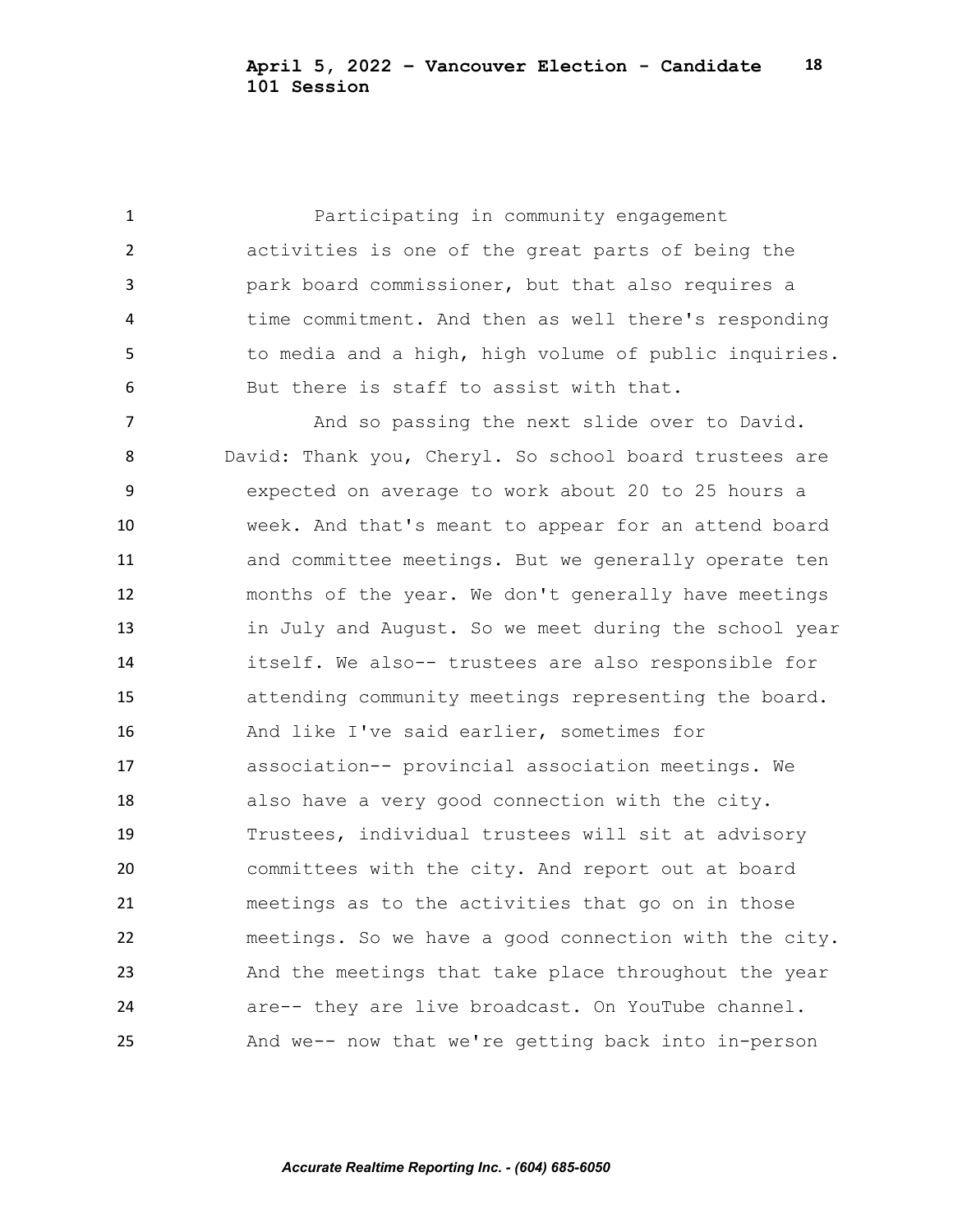Participating in community engagement activities is one of the great parts of being the park board commissioner, but that also requires a time commitment. And then as well there's responding to media and a high, high volume of public inquiries. But there is staff to assist with that.

And so passing the next slide over to David.

David: Thank you, Cheryl. So school board trustees are expected on average to work about 20 to 25 hours a week. And that's meant to appear for an attend board and committee meetings. But we generally operate ten months of the year. We don't generally have meetings in July and August. So we meet during the school year itself. We also-- trustees are also responsible for attending community meetings representing the board. And like I've said earlier, sometimes for association-- provincial association meetings. We also have a very good connection with the city. Trustees, individual trustees will sit at advisory committees with the city. And report out at board meetings as to the activities that go on in those meetings. So we have a good connection with the city. And the meetings that take place throughout the year are-- they are live broadcast. On YouTube channel. And we-- now that we're getting back into in-person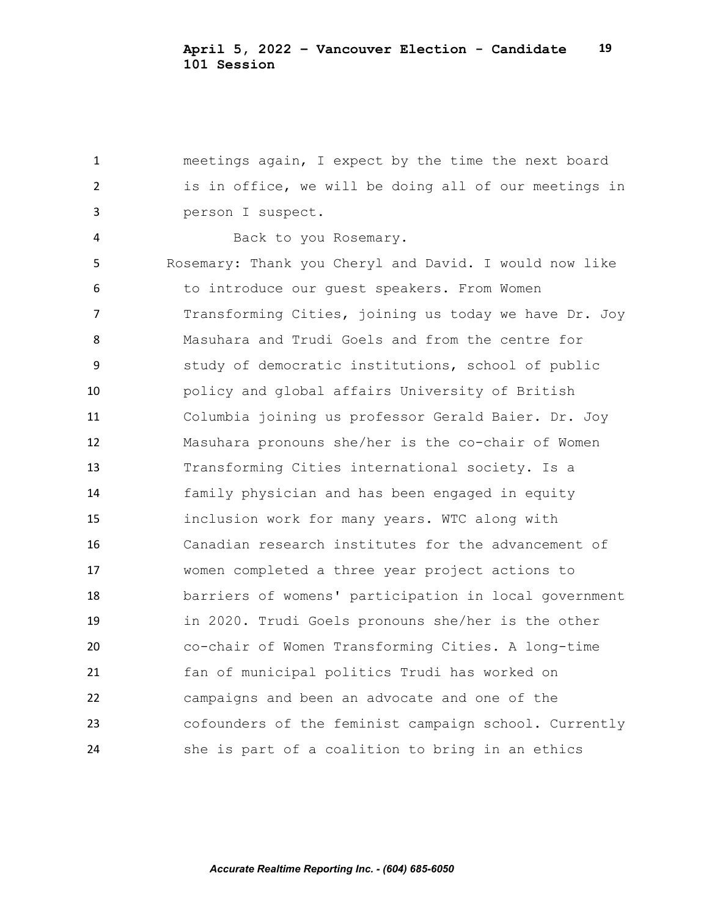meetings again, I expect by the time the next board is in office, we will be doing all of our meetings in person I suspect.

Back to you Rosemary.

Rosemary: Thank you Cheryl and David. I would now like to introduce our guest speakers. From Women Transforming Cities, joining us today we have Dr. Joy Masuhara and Trudi Goels and from the centre for study of democratic institutions, school of public policy and global affairs University of British Columbia joining us professor Gerald Baier. Dr. Joy Masuhara pronouns she/her is the co-chair of Women Transforming Cities international society. Is a family physician and has been engaged in equity inclusion work for many years. WTC along with Canadian research institutes for the advancement of women completed a three year project actions to barriers of womens' participation in local government in 2020. Trudi Goels pronouns she/her is the other co-chair of Women Transforming Cities. A long-time fan of municipal politics Trudi has worked on campaigns and been an advocate and one of the cofounders of the feminist campaign school. Currently she is part of a coalition to bring in an ethics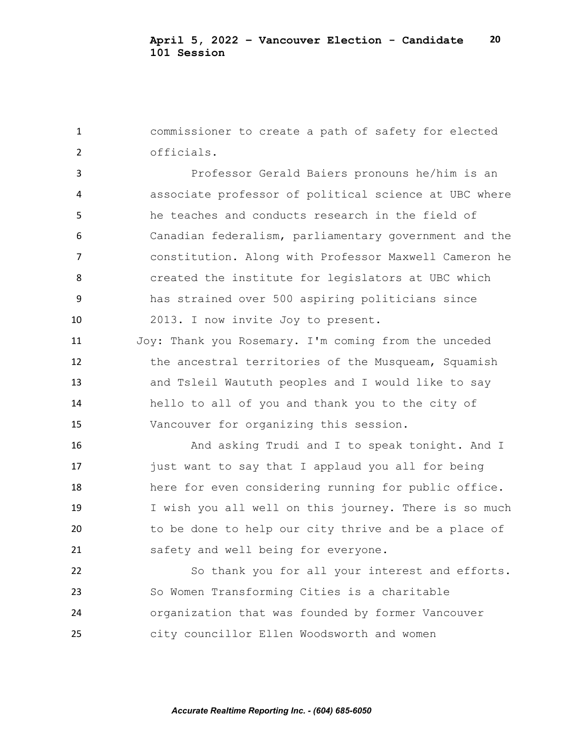commissioner to create a path of safety for elected officials.

Professor Gerald Baiers pronouns he/him is an associate professor of political science at UBC where he teaches and conducts research in the field of Canadian federalism, parliamentary government and the constitution. Along with Professor Maxwell Cameron he created the institute for legislators at UBC which has strained over 500 aspiring politicians since 2013. I now invite Joy to present.

Joy: Thank you Rosemary. I'm coming from the unceded the ancestral territories of the Musqueam, Squamish and Tsleil Waututh peoples and I would like to say hello to all of you and thank you to the city of Vancouver for organizing this session.

And asking Trudi and I to speak tonight. And I just want to say that I applaud you all for being here for even considering running for public office. I wish you all well on this journey. There is so much to be done to help our city thrive and be a place of safety and well being for everyone.

So thank you for all your interest and efforts. So Women Transforming Cities is a charitable organization that was founded by former Vancouver city councillor Ellen Woodsworth and women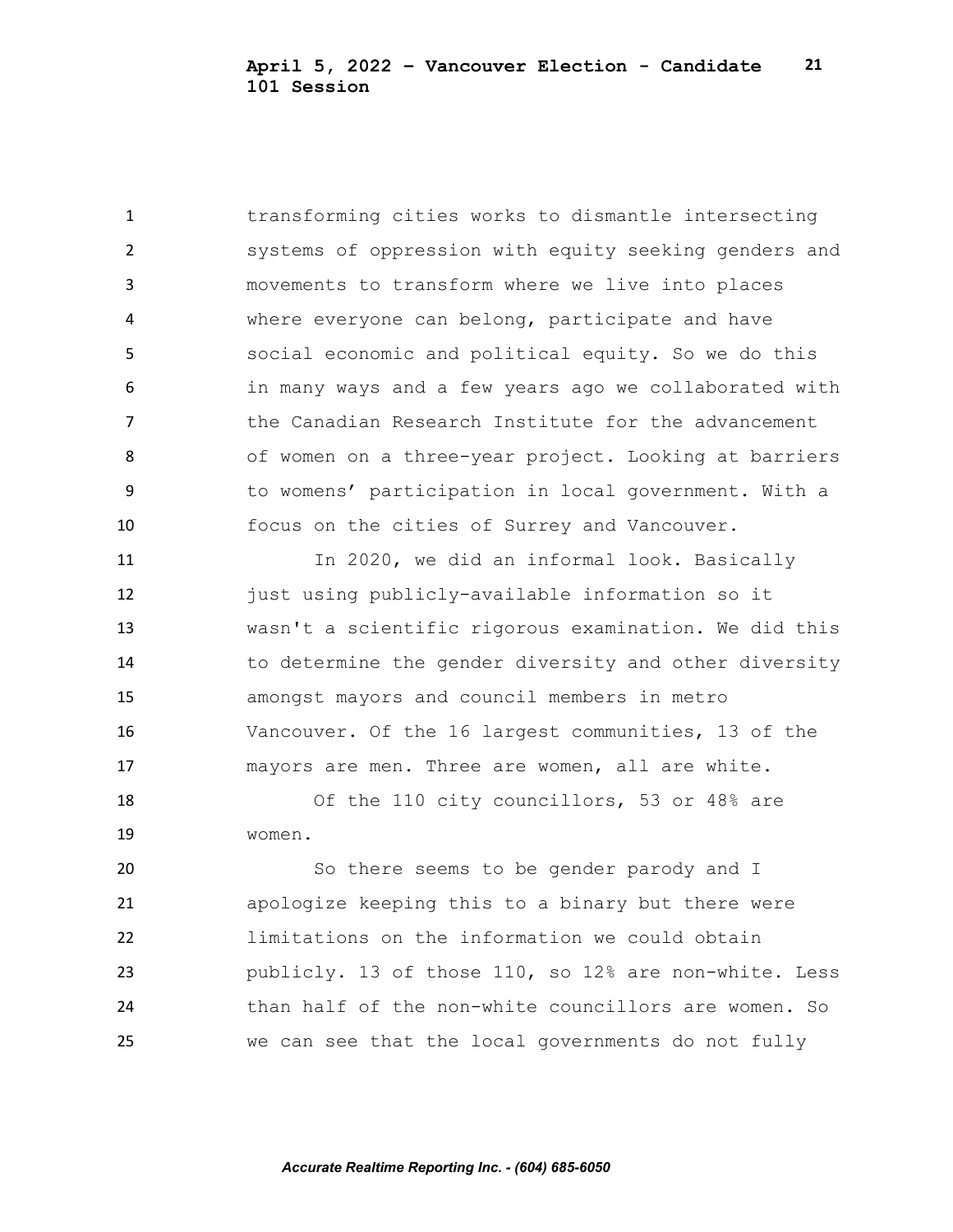transforming cities works to dismantle intersecting systems of oppression with equity seeking genders and movements to transform where we live into places where everyone can belong, participate and have social economic and political equity. So we do this in many ways and a few years ago we collaborated with the Canadian Research Institute for the advancement of women on a three-year project. Looking at barriers to womens' participation in local government. With a focus on the cities of Surrey and Vancouver.

In 2020, we did an informal look. Basically just using publicly-available information so it wasn't a scientific rigorous examination. We did this to determine the gender diversity and other diversity amongst mayors and council members in metro Vancouver. Of the 16 largest communities, 13 of the mayors are men. Three are women, all are white.

Of the 110 city councillors, 53 or 48% are women.

So there seems to be gender parody and I apologize keeping this to a binary but there were limitations on the information we could obtain publicly. 13 of those 110, so 12% are non-white. Less than half of the non-white councillors are women. So we can see that the local governments do not fully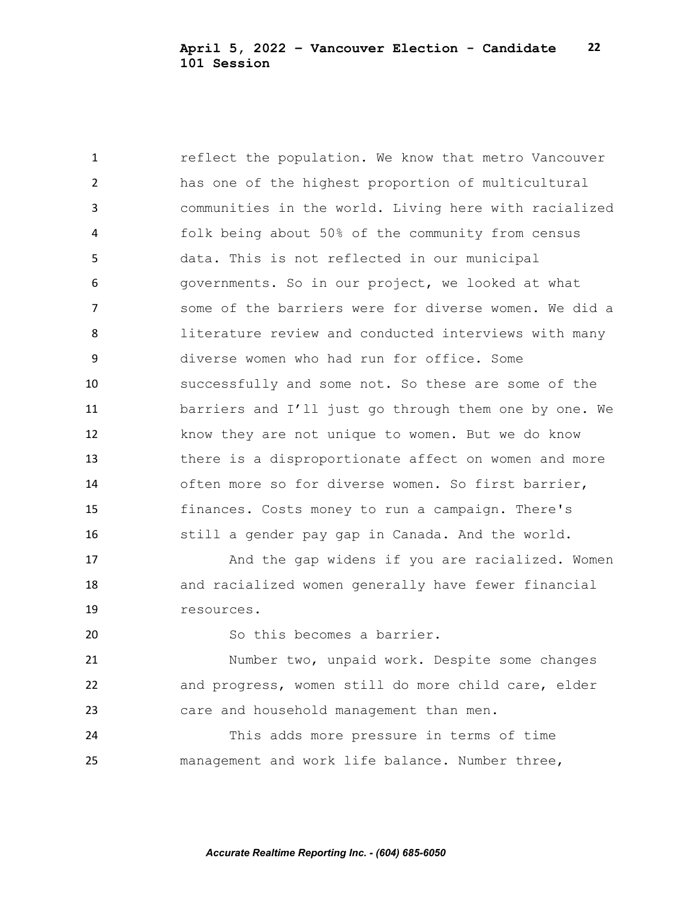reflect the population. We know that metro Vancouver has one of the highest proportion of multicultural communities in the world. Living here with racialized folk being about 50% of the community from census data. This is not reflected in our municipal governments. So in our project, we looked at what some of the barriers were for diverse women. We did a literature review and conducted interviews with many diverse women who had run for office. Some successfully and some not. So these are some of the barriers and I'll just go through them one by one. We know they are not unique to women. But we do know there is a disproportionate affect on women and more often more so for diverse women. So first barrier, finances. Costs money to run a campaign. There's still a gender pay gap in Canada. And the world.

And the gap widens if you are racialized. Women and racialized women generally have fewer financial resources.

So this becomes a barrier.

Number two, unpaid work. Despite some changes and progress, women still do more child care, elder care and household management than men.

This adds more pressure in terms of time management and work life balance. Number three,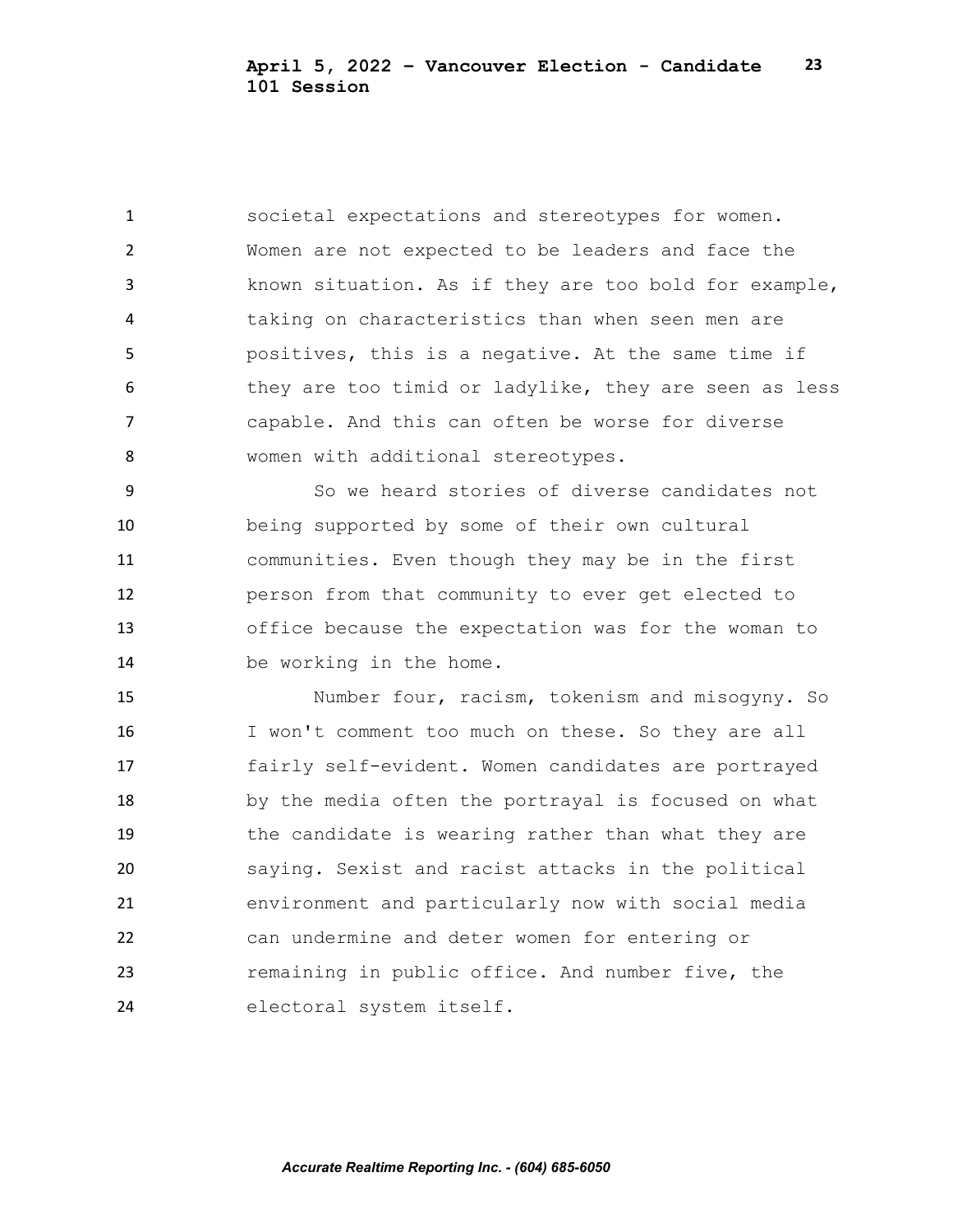societal expectations and stereotypes for women. Women are not expected to be leaders and face the known situation. As if they are too bold for example, taking on characteristics than when seen men are positives, this is a negative. At the same time if they are too timid or ladylike, they are seen as less capable. And this can often be worse for diverse women with additional stereotypes.

So we heard stories of diverse candidates not being supported by some of their own cultural communities. Even though they may be in the first person from that community to ever get elected to office because the expectation was for the woman to be working in the home.

Number four, racism, tokenism and misogyny. So I won't comment too much on these. So they are all fairly self-evident. Women candidates are portrayed by the media often the portrayal is focused on what the candidate is wearing rather than what they are saying. Sexist and racist attacks in the political environment and particularly now with social media can undermine and deter women for entering or remaining in public office. And number five, the electoral system itself.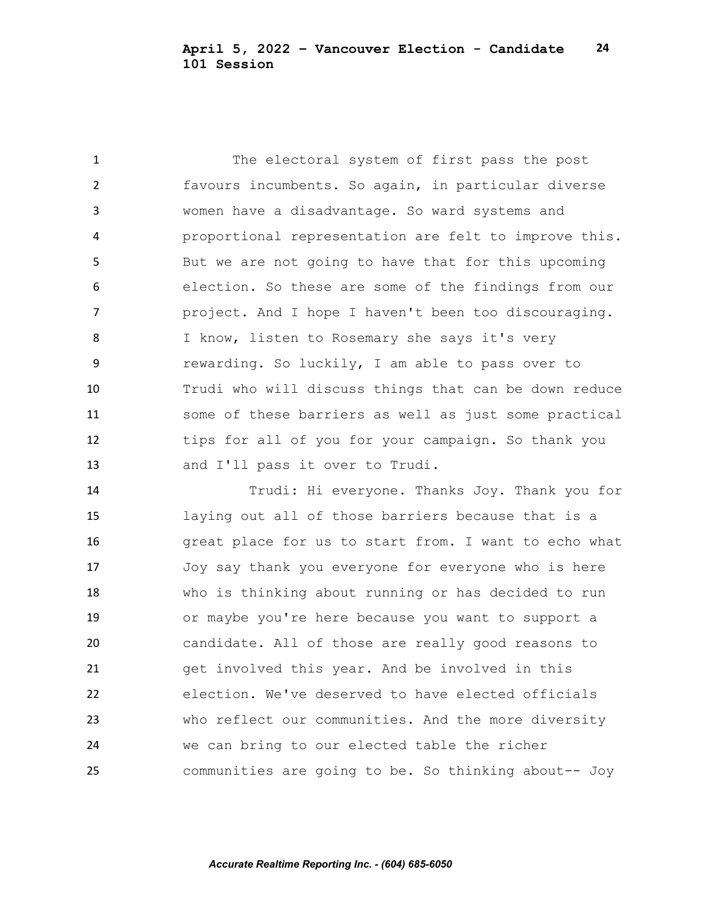The electoral system of first pass the post favours incumbents. So again, in particular diverse women have a disadvantage. So ward systems and proportional representation are felt to improve this. But we are not going to have that for this upcoming election. So these are some of the findings from our project. And I hope I haven't been too discouraging. I know, listen to Rosemary she says it's very rewarding. So luckily, I am able to pass over to Trudi who will discuss things that can be down reduce some of these barriers as well as just some practical tips for all of you for your campaign. So thank you and I'll pass it over to Trudi.

Trudi: Hi everyone. Thanks Joy. Thank you for laying out all of those barriers because that is a great place for us to start from. I want to echo what Joy say thank you everyone for everyone who is here who is thinking about running or has decided to run or maybe you're here because you want to support a candidate. All of those are really good reasons to get involved this year. And be involved in this election. We've deserved to have elected officials who reflect our communities. And the more diversity we can bring to our elected table the richer communities are going to be. So thinking about-- Joy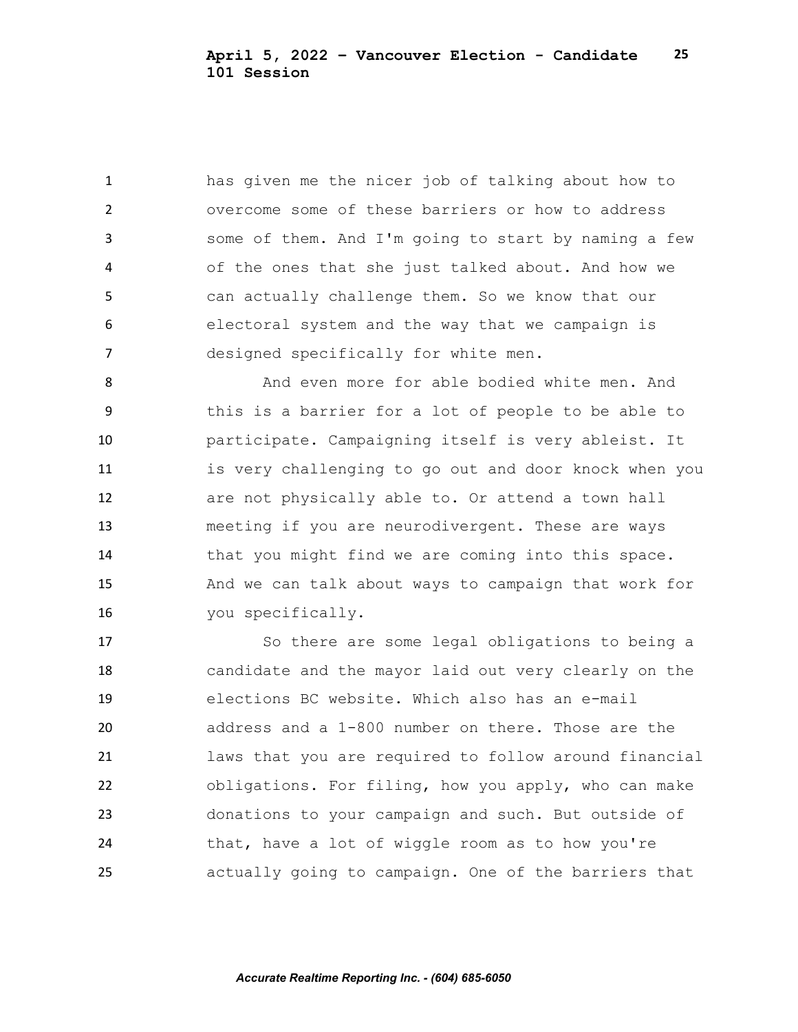has given me the nicer job of talking about how to overcome some of these barriers or how to address some of them. And I'm going to start by naming a few of the ones that she just talked about. And how we can actually challenge them. So we know that our electoral system and the way that we campaign is designed specifically for white men.

And even more for able bodied white men. And this is a barrier for a lot of people to be able to participate. Campaigning itself is very ableist. It is very challenging to go out and door knock when you are not physically able to. Or attend a town hall meeting if you are neurodivergent. These are ways that you might find we are coming into this space. And we can talk about ways to campaign that work for you specifically.

So there are some legal obligations to being a candidate and the mayor laid out very clearly on the elections BC website. Which also has an e-mail address and a 1-800 number on there. Those are the laws that you are required to follow around financial obligations. For filing, how you apply, who can make donations to your campaign and such. But outside of that, have a lot of wiggle room as to how you're actually going to campaign. One of the barriers that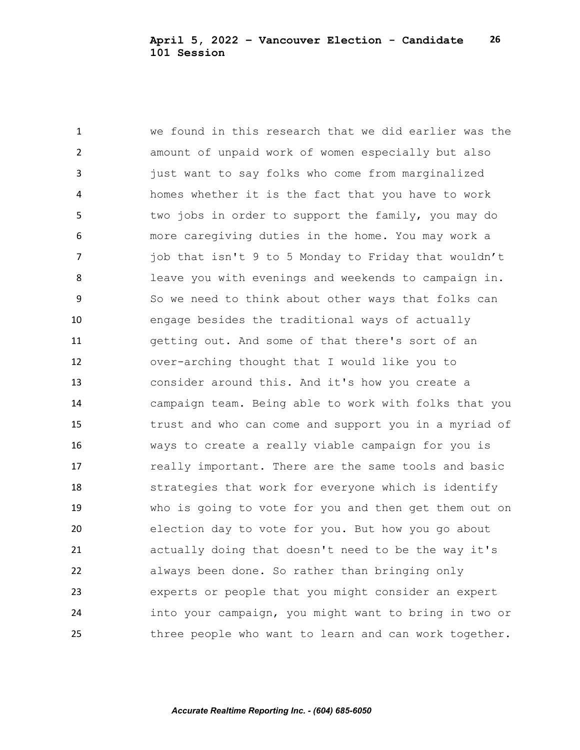we found in this research that we did earlier was the amount of unpaid work of women especially but also just want to say folks who come from marginalized homes whether it is the fact that you have to work two jobs in order to support the family, you may do more caregiving duties in the home. You may work a job that isn't 9 to 5 Monday to Friday that wouldn't leave you with evenings and weekends to campaign in. So we need to think about other ways that folks can engage besides the traditional ways of actually getting out. And some of that there's sort of an over-arching thought that I would like you to consider around this. And it's how you create a campaign team. Being able to work with folks that you trust and who can come and support you in a myriad of ways to create a really viable campaign for you is really important. There are the same tools and basic strategies that work for everyone which is identify who is going to vote for you and then get them out on election day to vote for you. But how you go about actually doing that doesn't need to be the way it's always been done. So rather than bringing only experts or people that you might consider an expert into your campaign, you might want to bring in two or three people who want to learn and can work together.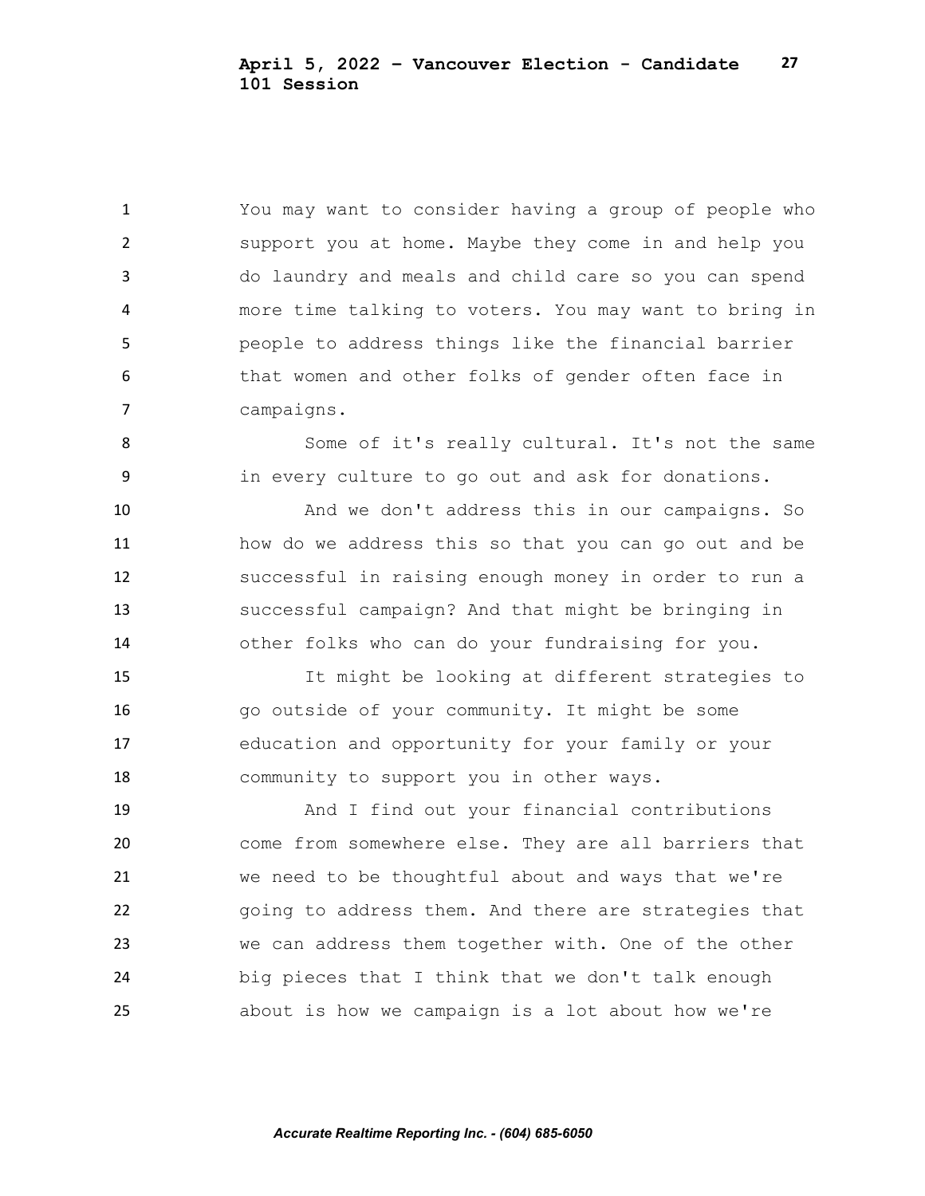You may want to consider having a group of people who support you at home. Maybe they come in and help you do laundry and meals and child care so you can spend more time talking to voters. You may want to bring in people to address things like the financial barrier that women and other folks of gender often face in campaigns.

Some of it's really cultural. It's not the same in every culture to go out and ask for donations.

And we don't address this in our campaigns. So how do we address this so that you can go out and be successful in raising enough money in order to run a successful campaign? And that might be bringing in other folks who can do your fundraising for you.

It might be looking at different strategies to go outside of your community. It might be some education and opportunity for your family or your community to support you in other ways.

And I find out your financial contributions come from somewhere else. They are all barriers that we need to be thoughtful about and ways that we're going to address them. And there are strategies that we can address them together with. One of the other big pieces that I think that we don't talk enough about is how we campaign is a lot about how we're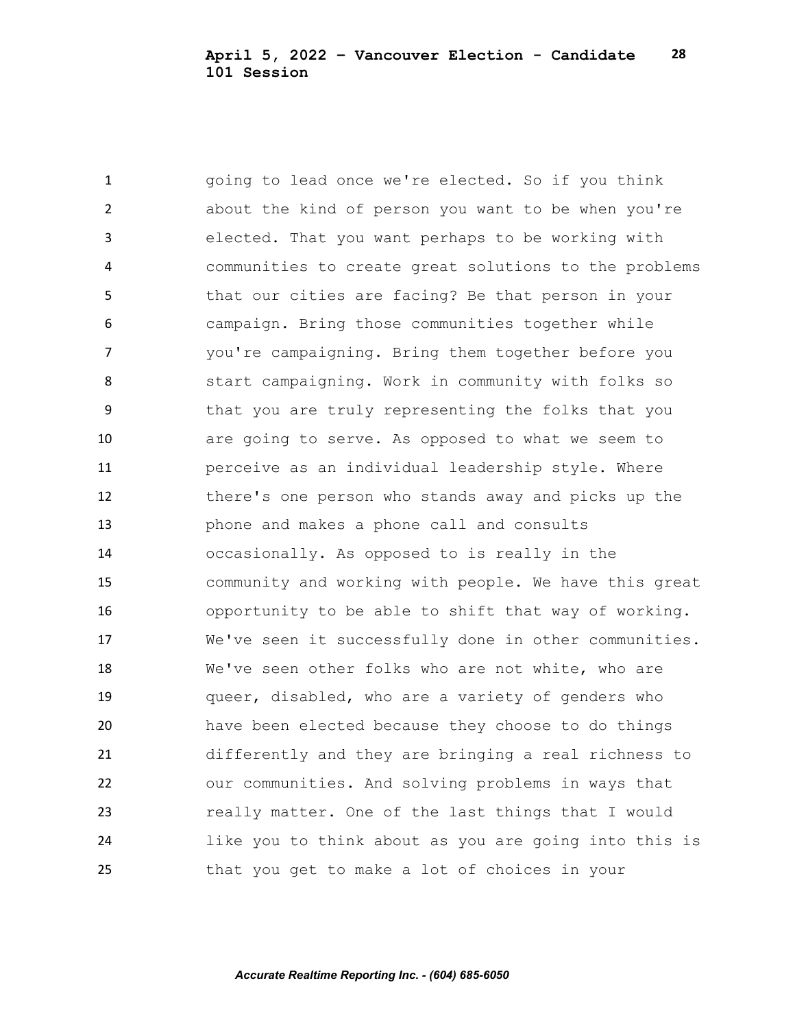going to lead once we're elected. So if you think about the kind of person you want to be when you're elected. That you want perhaps to be working with communities to create great solutions to the problems that our cities are facing? Be that person in your campaign. Bring those communities together while you're campaigning. Bring them together before you start campaigning. Work in community with folks so that you are truly representing the folks that you are going to serve. As opposed to what we seem to perceive as an individual leadership style. Where there's one person who stands away and picks up the phone and makes a phone call and consults occasionally. As opposed to is really in the community and working with people. We have this great opportunity to be able to shift that way of working. We've seen it successfully done in other communities. We've seen other folks who are not white, who are queer, disabled, who are a variety of genders who have been elected because they choose to do things differently and they are bringing a real richness to our communities. And solving problems in ways that really matter. One of the last things that I would like you to think about as you are going into this is that you get to make a lot of choices in your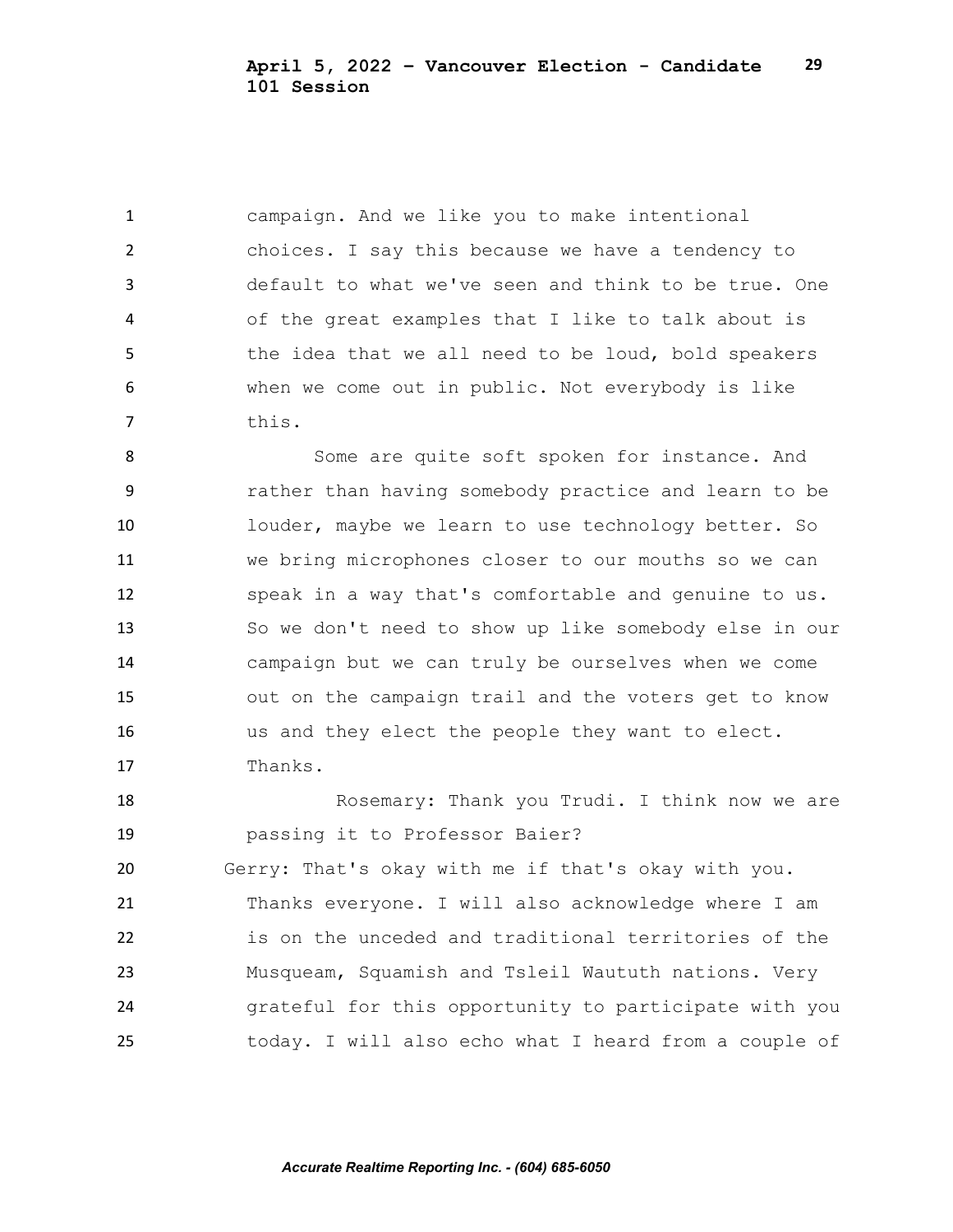campaign. And we like you to make intentional choices. I say this because we have a tendency to default to what we've seen and think to be true. One of the great examples that I like to talk about is the idea that we all need to be loud, bold speakers when we come out in public. Not everybody is like this.

Some are quite soft spoken for instance. And rather than having somebody practice and learn to be louder, maybe we learn to use technology better. So we bring microphones closer to our mouths so we can speak in a way that's comfortable and genuine to us. So we don't need to show up like somebody else in our campaign but we can truly be ourselves when we come out on the campaign trail and the voters get to know us and they elect the people they want to elect. Thanks.

Rosemary: Thank you Trudi. I think now we are passing it to Professor Baier?

Gerry: That's okay with me if that's okay with you. Thanks everyone. I will also acknowledge where I am is on the unceded and traditional territories of the Musqueam, Squamish and Tsleil Waututh nations. Very grateful for this opportunity to participate with you today. I will also echo what I heard from a couple of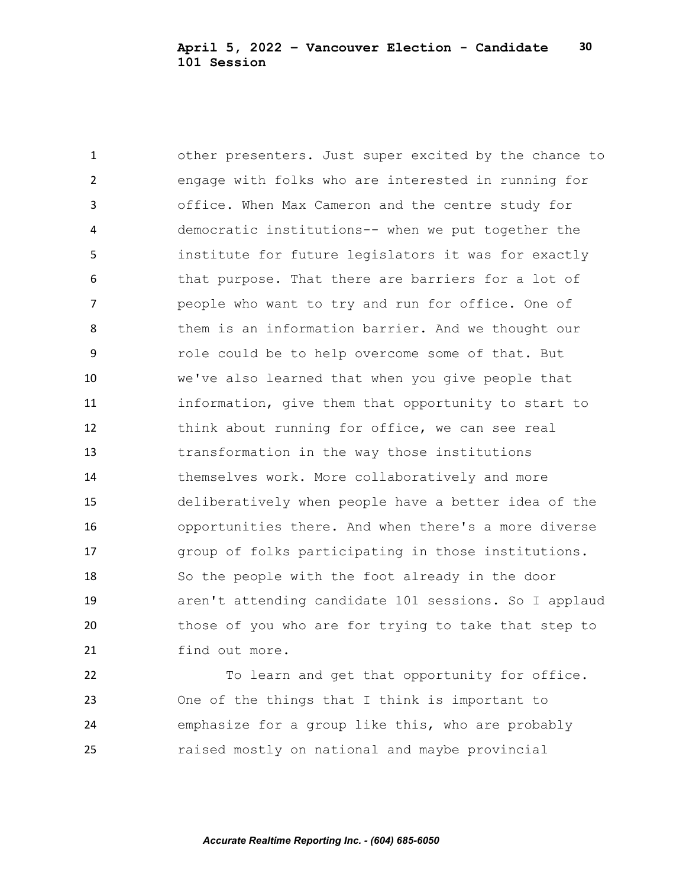other presenters. Just super excited by the chance to engage with folks who are interested in running for office. When Max Cameron and the centre study for democratic institutions-- when we put together the institute for future legislators it was for exactly that purpose. That there are barriers for a lot of people who want to try and run for office. One of them is an information barrier. And we thought our role could be to help overcome some of that. But we've also learned that when you give people that information, give them that opportunity to start to think about running for office, we can see real transformation in the way those institutions themselves work. More collaboratively and more deliberatively when people have a better idea of the opportunities there. And when there's a more diverse group of folks participating in those institutions. So the people with the foot already in the door aren't attending candidate 101 sessions. So I applaud those of you who are for trying to take that step to find out more.

To learn and get that opportunity for office. One of the things that I think is important to emphasize for a group like this, who are probably raised mostly on national and maybe provincial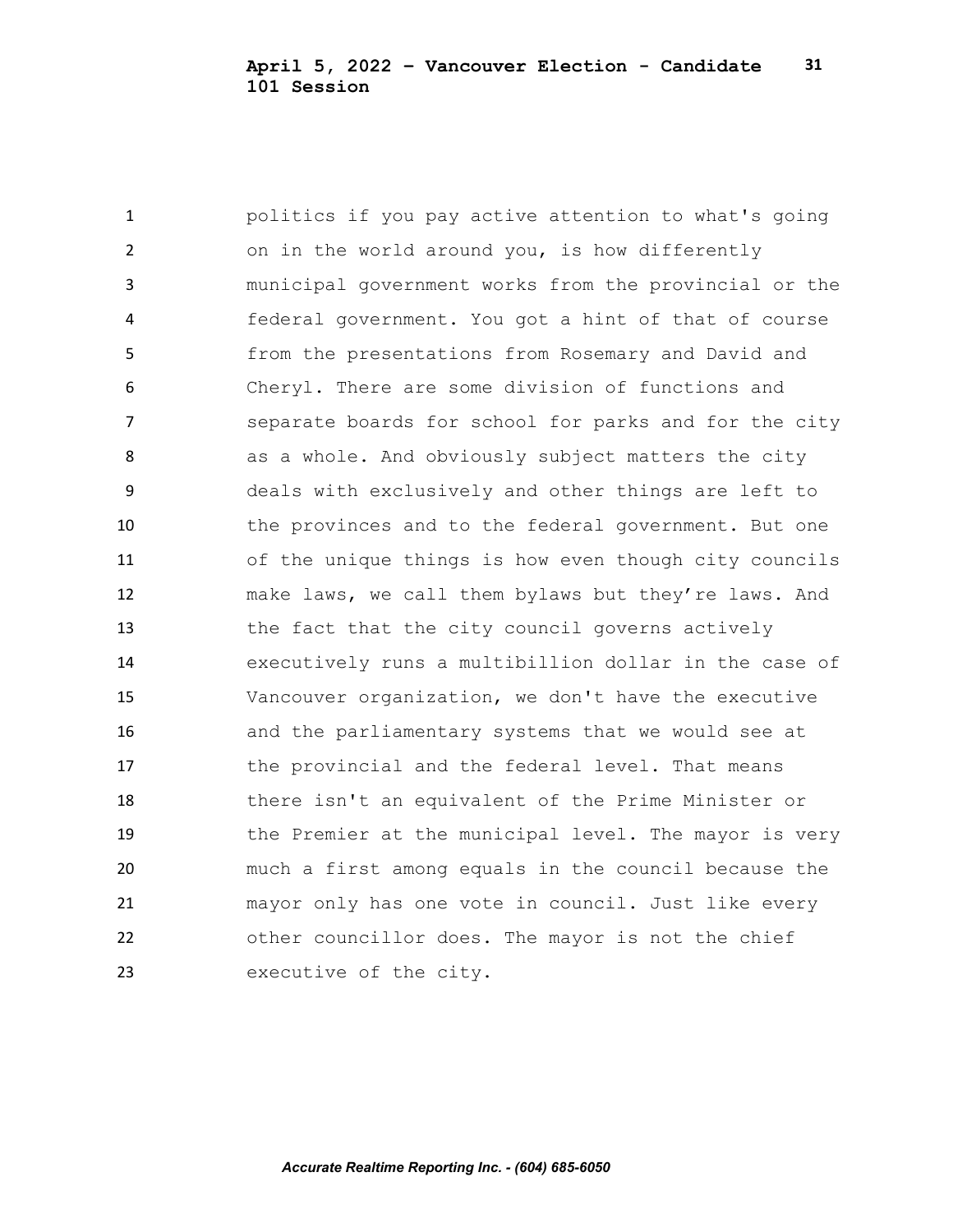politics if you pay active attention to what's going on in the world around you, is how differently municipal government works from the provincial or the federal government. You got a hint of that of course from the presentations from Rosemary and David and Cheryl. There are some division of functions and separate boards for school for parks and for the city as a whole. And obviously subject matters the city deals with exclusively and other things are left to the provinces and to the federal government. But one of the unique things is how even though city councils make laws, we call them bylaws but they're laws. And the fact that the city council governs actively executively runs a multibillion dollar in the case of Vancouver organization, we don't have the executive and the parliamentary systems that we would see at the provincial and the federal level. That means there isn't an equivalent of the Prime Minister or the Premier at the municipal level. The mayor is very much a first among equals in the council because the mayor only has one vote in council. Just like every other councillor does. The mayor is not the chief executive of the city.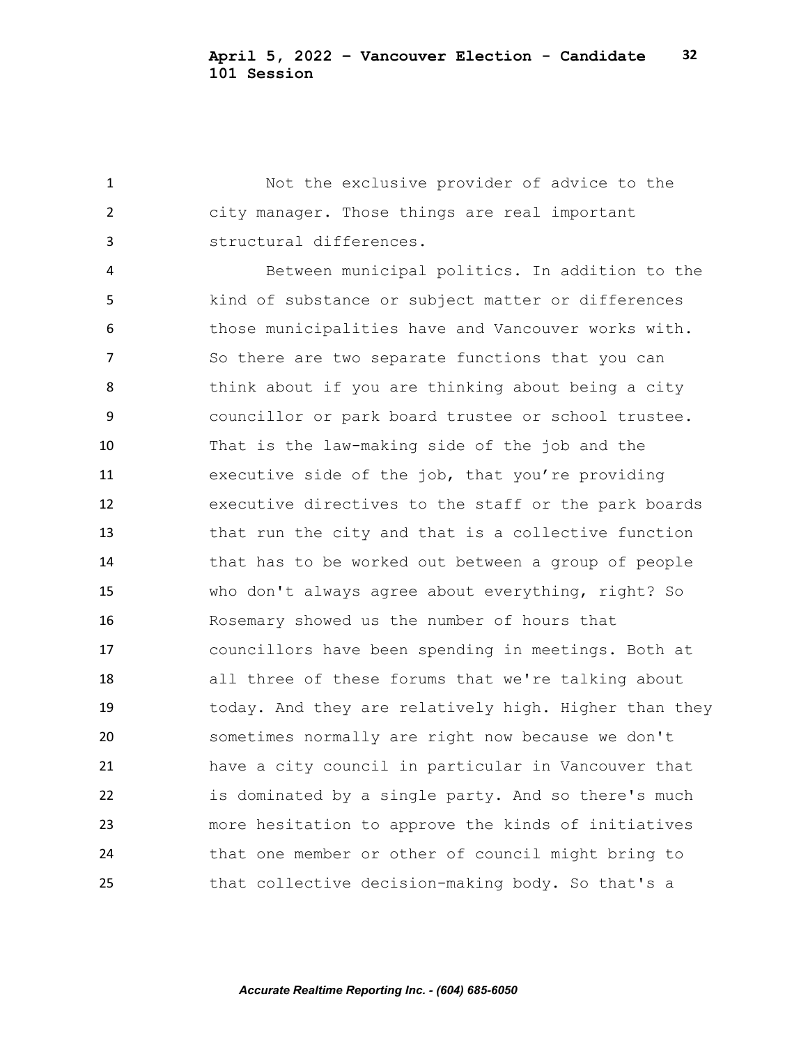Not the exclusive provider of advice to the city manager. Those things are real important structural differences.

Between municipal politics. In addition to the kind of substance or subject matter or differences those municipalities have and Vancouver works with. So there are two separate functions that you can think about if you are thinking about being a city councillor or park board trustee or school trustee. That is the law-making side of the job and the executive side of the job, that you’re providing executive directives to the staff or the park boards that run the city and that is a collective function that has to be worked out between a group of people who don't always agree about everything, right? So Rosemary showed us the number of hours that councillors have been spending in meetings. Both at all three of these forums that we're talking about today. And they are relatively high. Higher than they sometimes normally are right now because we don't have a city council in particular in Vancouver that is dominated by a single party. And so there's much more hesitation to approve the kinds of initiatives that one member or other of council might bring to that collective decision-making body. So that's a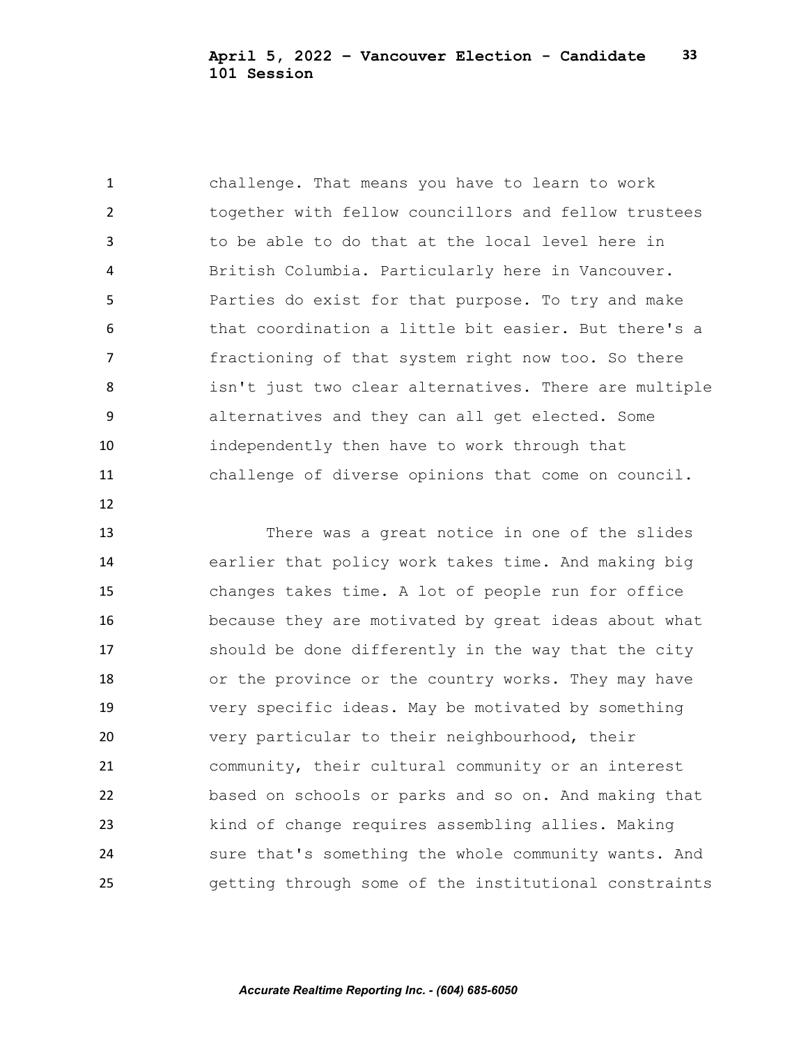challenge. That means you have to learn to work together with fellow councillors and fellow trustees to be able to do that at the local level here in British Columbia. Particularly here in Vancouver. Parties do exist for that purpose. To try and make that coordination a little bit easier. But there's a fractioning of that system right now too. So there isn't just two clear alternatives. There are multiple alternatives and they can all get elected. Some independently then have to work through that challenge of diverse opinions that come on council.

There was a great notice in one of the slides earlier that policy work takes time. And making big changes takes time. A lot of people run for office because they are motivated by great ideas about what should be done differently in the way that the city or the province or the country works. They may have very specific ideas. May be motivated by something very particular to their neighbourhood, their community, their cultural community or an interest based on schools or parks and so on. And making that kind of change requires assembling allies. Making sure that's something the whole community wants. And getting through some of the institutional constraints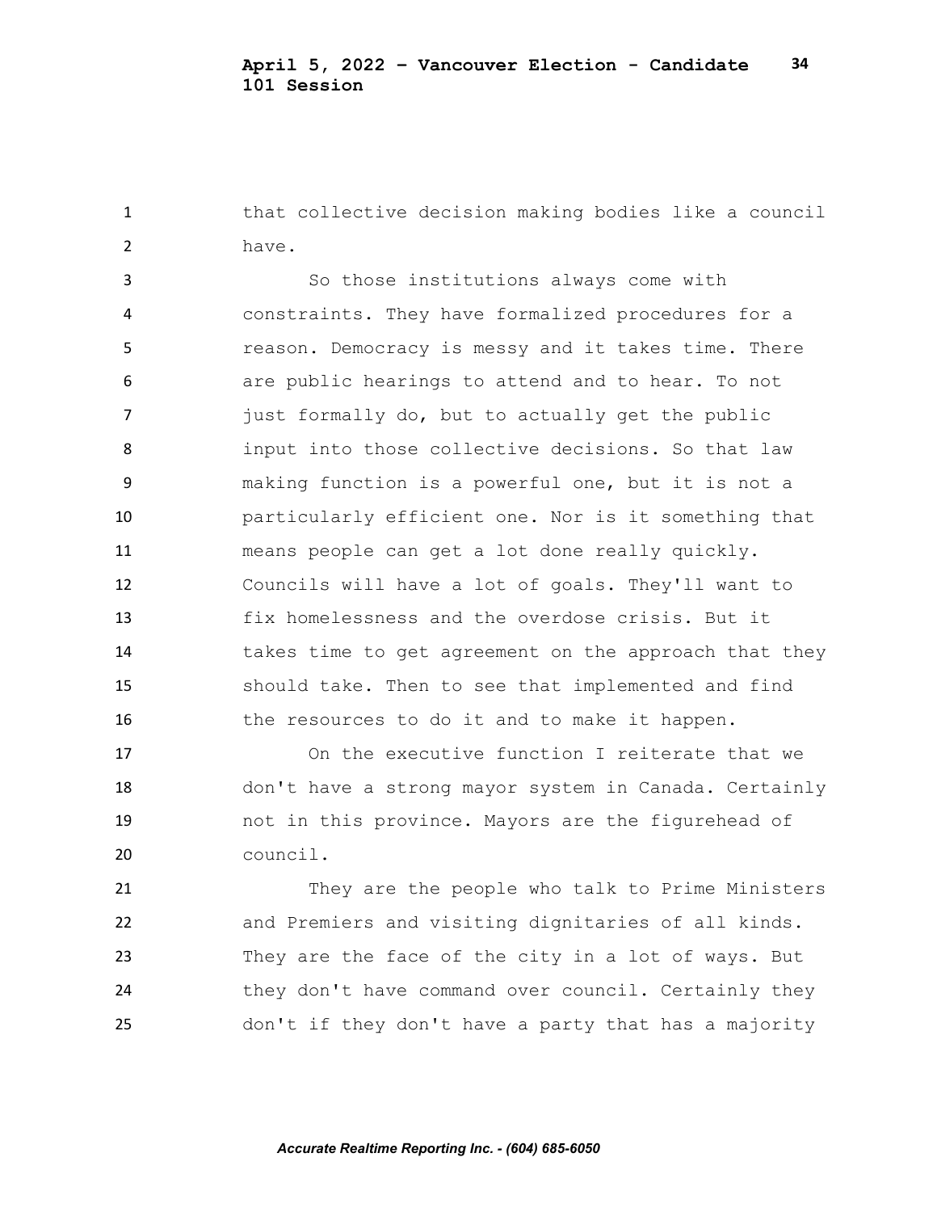that collective decision making bodies like a council have.

So those institutions always come with constraints. They have formalized procedures for a reason. Democracy is messy and it takes time. There are public hearings to attend and to hear. To not just formally do, but to actually get the public input into those collective decisions. So that law making function is a powerful one, but it is not a particularly efficient one. Nor is it something that means people can get a lot done really quickly. Councils will have a lot of goals. They'll want to fix homelessness and the overdose crisis. But it takes time to get agreement on the approach that they should take. Then to see that implemented and find the resources to do it and to make it happen.

On the executive function I reiterate that we don't have a strong mayor system in Canada. Certainly not in this province. Mayors are the figurehead of council.

They are the people who talk to Prime Ministers and Premiers and visiting dignitaries of all kinds. They are the face of the city in a lot of ways. But they don't have command over council. Certainly they don't if they don't have a party that has a majority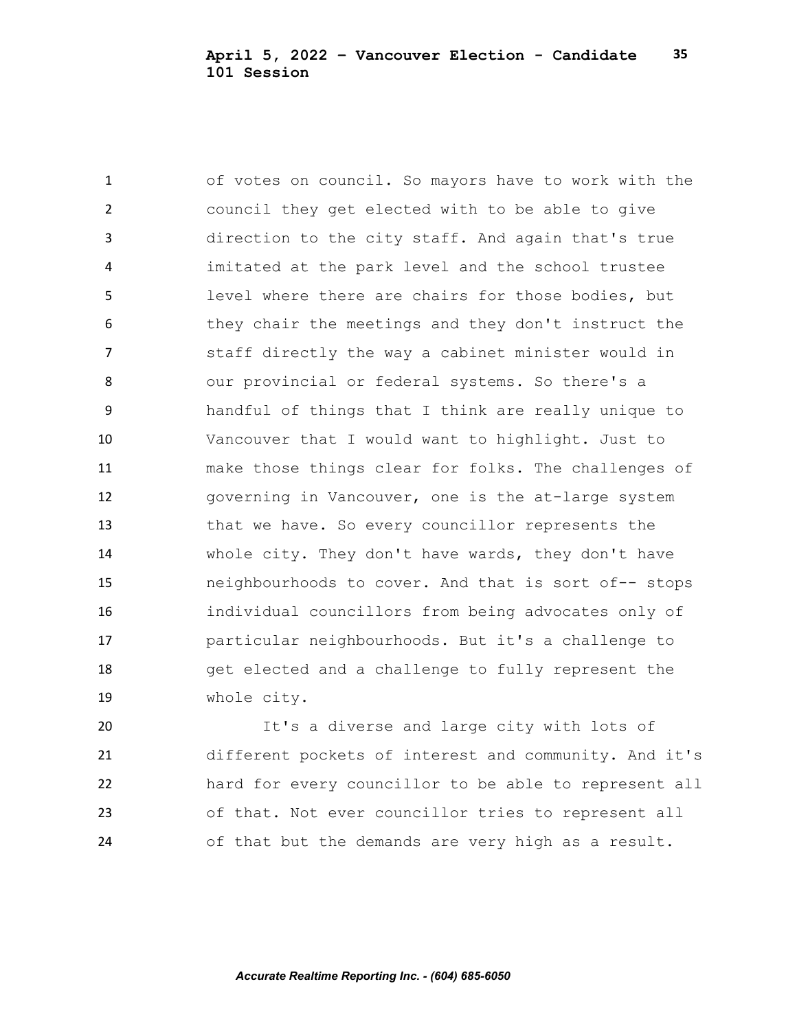of votes on council. So mayors have to work with the council they get elected with to be able to give direction to the city staff. And again that's true imitated at the park level and the school trustee level where there are chairs for those bodies, but they chair the meetings and they don't instruct the staff directly the way a cabinet minister would in our provincial or federal systems. So there's a handful of things that I think are really unique to Vancouver that I would want to highlight. Just to make those things clear for folks. The challenges of governing in Vancouver, one is the at-large system that we have. So every councillor represents the whole city. They don't have wards, they don't have neighbourhoods to cover. And that is sort of-- stops individual councillors from being advocates only of particular neighbourhoods. But it's a challenge to get elected and a challenge to fully represent the whole city.

It's a diverse and large city with lots of different pockets of interest and community. And it's hard for every councillor to be able to represent all of that. Not ever councillor tries to represent all of that but the demands are very high as a result.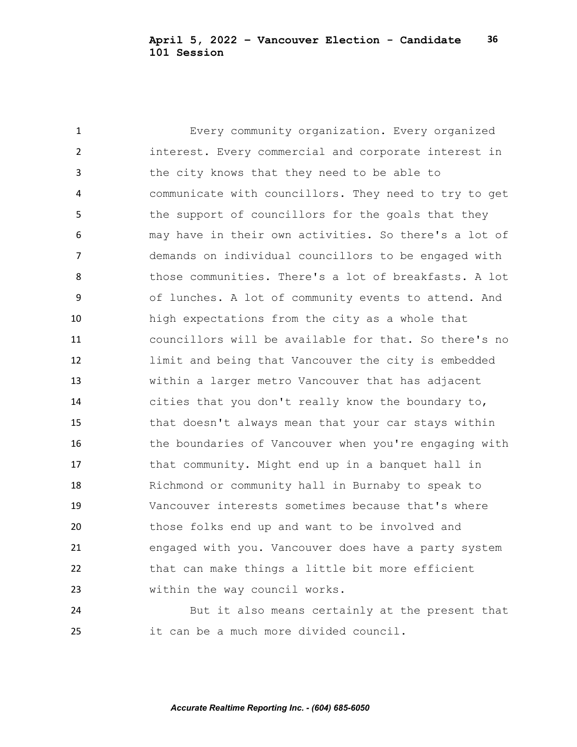Every community organization. Every organized interest. Every commercial and corporate interest in the city knows that they need to be able to communicate with councillors. They need to try to get the support of councillors for the goals that they may have in their own activities. So there's a lot of demands on individual councillors to be engaged with those communities. There's a lot of breakfasts. A lot of lunches. A lot of community events to attend. And high expectations from the city as a whole that councillors will be available for that. So there's no limit and being that Vancouver the city is embedded within a larger metro Vancouver that has adjacent cities that you don't really know the boundary to, that doesn't always mean that your car stays within the boundaries of Vancouver when you're engaging with that community. Might end up in a banquet hall in Richmond or community hall in Burnaby to speak to Vancouver interests sometimes because that's where those folks end up and want to be involved and engaged with you. Vancouver does have a party system that can make things a little bit more efficient within the way council works.

But it also means certainly at the present that it can be a much more divided council.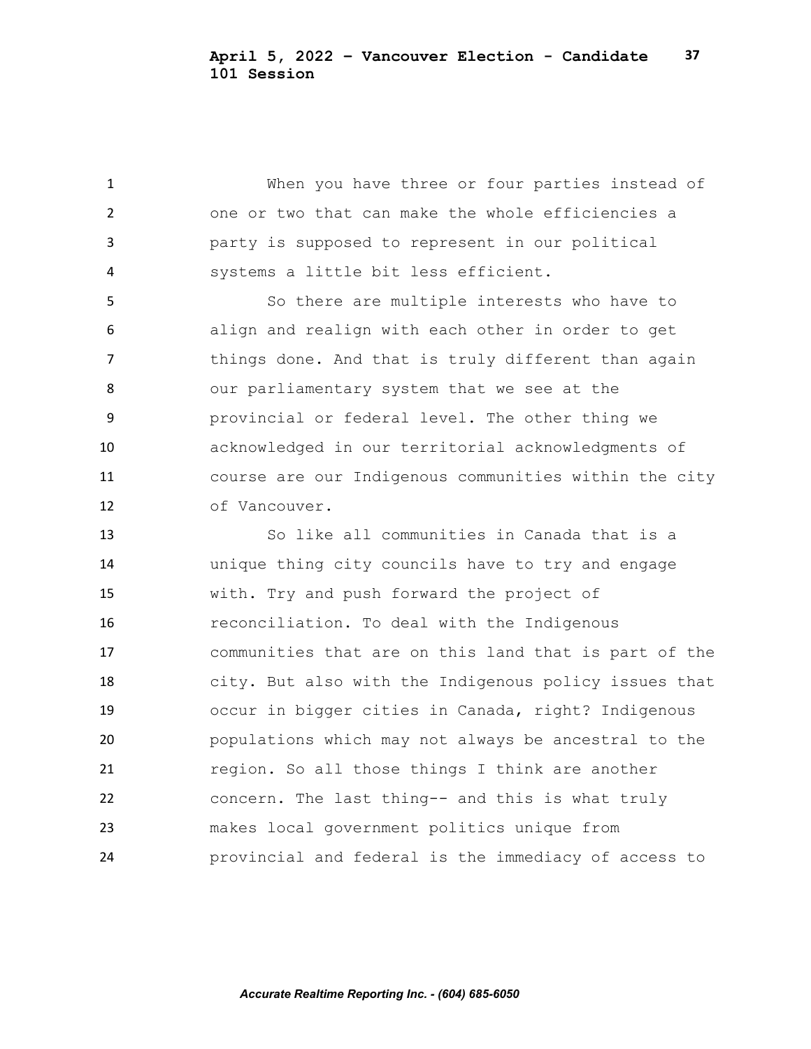When you have three or four parties instead of one or two that can make the whole efficiencies a party is supposed to represent in our political systems a little bit less efficient.

So there are multiple interests who have to align and realign with each other in order to get things done. And that is truly different than again our parliamentary system that we see at the provincial or federal level. The other thing we acknowledged in our territorial acknowledgments of course are our Indigenous communities within the city of Vancouver.

So like all communities in Canada that is a unique thing city councils have to try and engage with. Try and push forward the project of reconciliation. To deal with the Indigenous communities that are on this land that is part of the city. But also with the Indigenous policy issues that occur in bigger cities in Canada, right? Indigenous populations which may not always be ancestral to the region. So all those things I think are another concern. The last thing-- and this is what truly makes local government politics unique from provincial and federal is the immediacy of access to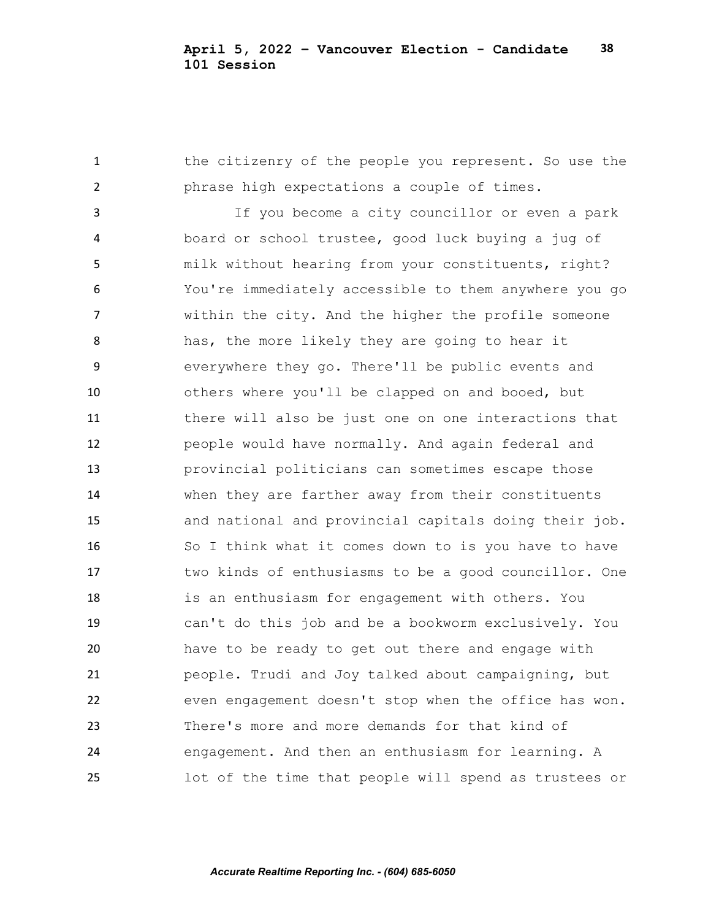the citizenry of the people you represent. So use the phrase high expectations a couple of times.

If you become a city councillor or even a park board or school trustee, good luck buying a jug of milk without hearing from your constituents, right? You're immediately accessible to them anywhere you go within the city. And the higher the profile someone has, the more likely they are going to hear it everywhere they go. There'll be public events and others where you'll be clapped on and booed, but there will also be just one on one interactions that people would have normally. And again federal and provincial politicians can sometimes escape those when they are farther away from their constituents and national and provincial capitals doing their job. So I think what it comes down to is you have to have two kinds of enthusiasms to be a good councillor. One is an enthusiasm for engagement with others. You can't do this job and be a bookworm exclusively. You have to be ready to get out there and engage with people. Trudi and Joy talked about campaigning, but even engagement doesn't stop when the office has won. There's more and more demands for that kind of engagement. And then an enthusiasm for learning. A lot of the time that people will spend as trustees or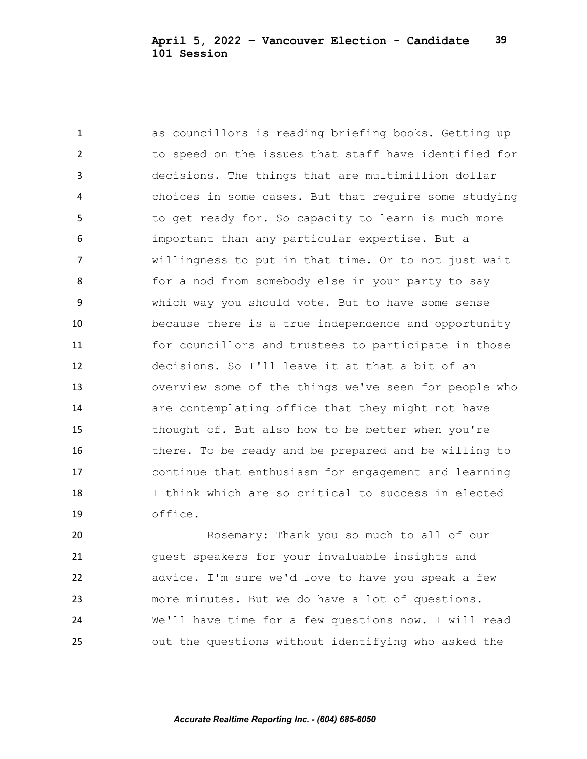as councillors is reading briefing books. Getting up to speed on the issues that staff have identified for decisions. The things that are multimillion dollar choices in some cases. But that require some studying to get ready for. So capacity to learn is much more important than any particular expertise. But a willingness to put in that time. Or to not just wait for a nod from somebody else in your party to say which way you should vote. But to have some sense because there is a true independence and opportunity for councillors and trustees to participate in those decisions. So I'll leave it at that a bit of an overview some of the things we've seen for people who are contemplating office that they might not have thought of. But also how to be better when you're there. To be ready and be prepared and be willing to continue that enthusiasm for engagement and learning I think which are so critical to success in elected office.

Rosemary: Thank you so much to all of our guest speakers for your invaluable insights and advice. I'm sure we'd love to have you speak a few more minutes. But we do have a lot of questions. We'll have time for a few questions now. I will read out the questions without identifying who asked the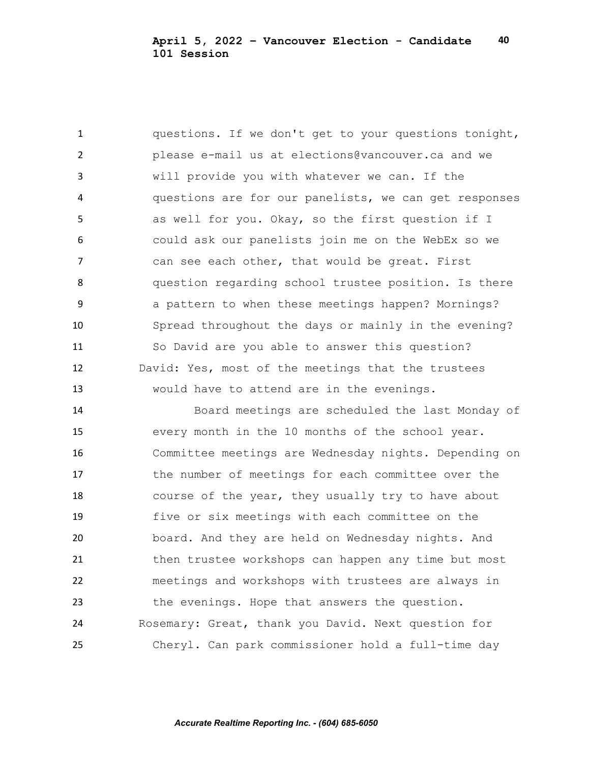questions. If we don't get to your questions tonight, please e-mail us at elections@vancouver.ca and we will provide you with whatever we can. If the questions are for our panelists, we can get responses as well for you. Okay, so the first question if I could ask our panelists join me on the WebEx so we can see each other, that would be great. First question regarding school trustee position. Is there a pattern to when these meetings happen? Mornings? Spread throughout the days or mainly in the evening? So David are you able to answer this question?

David: Yes, most of the meetings that the trustees would have to attend are in the evenings.

Board meetings are scheduled the last Monday of every month in the 10 months of the school year. Committee meetings are Wednesday nights. Depending on the number of meetings for each committee over the course of the year, they usually try to have about five or six meetings with each committee on the board. And they are held on Wednesday nights. And then trustee workshops can happen any time but most meetings and workshops with trustees are always in the evenings. Hope that answers the question.

Rosemary: Great, thank you David. Next question for Cheryl. Can park commissioner hold a full-time day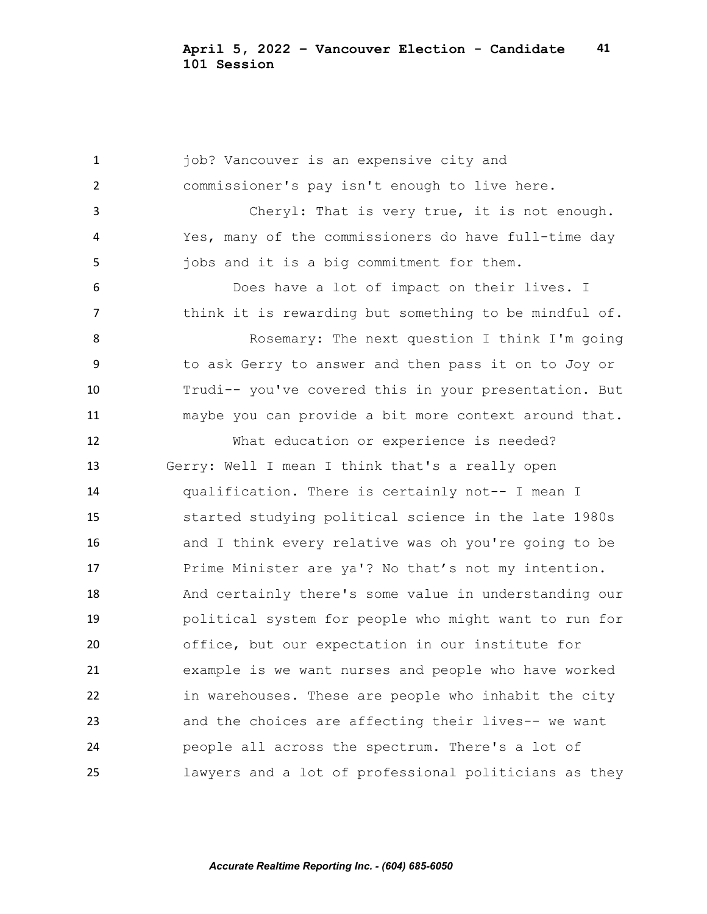job? Vancouver is an expensive city and commissioner's pay isn't enough to live here.

Cheryl: That is very true, it is not enough. Yes, many of the commissioners do have full-time day jobs and it is a big commitment for them.

Does have a lot of impact on their lives. I think it is rewarding but something to be mindful of.

Rosemary: The next question I think I'm going to ask Gerry to answer and then pass it on to Joy or Trudi-- you've covered this in your presentation. But maybe you can provide a bit more context around that.

What education or experience is needed?

Gerry: Well I mean I think that's a really open qualification. There is certainly not-- I mean I started studying political science in the late 1980s and I think every relative was oh you're going to be Prime Minister are ya'? No that's not my intention. And certainly there's some value in understanding our political system for people who might want to run for office, but our expectation in our institute for example is we want nurses and people who have worked in warehouses. These are people who inhabit the city and the choices are affecting their lives-- we want people all across the spectrum. There's a lot of lawyers and a lot of professional politicians as they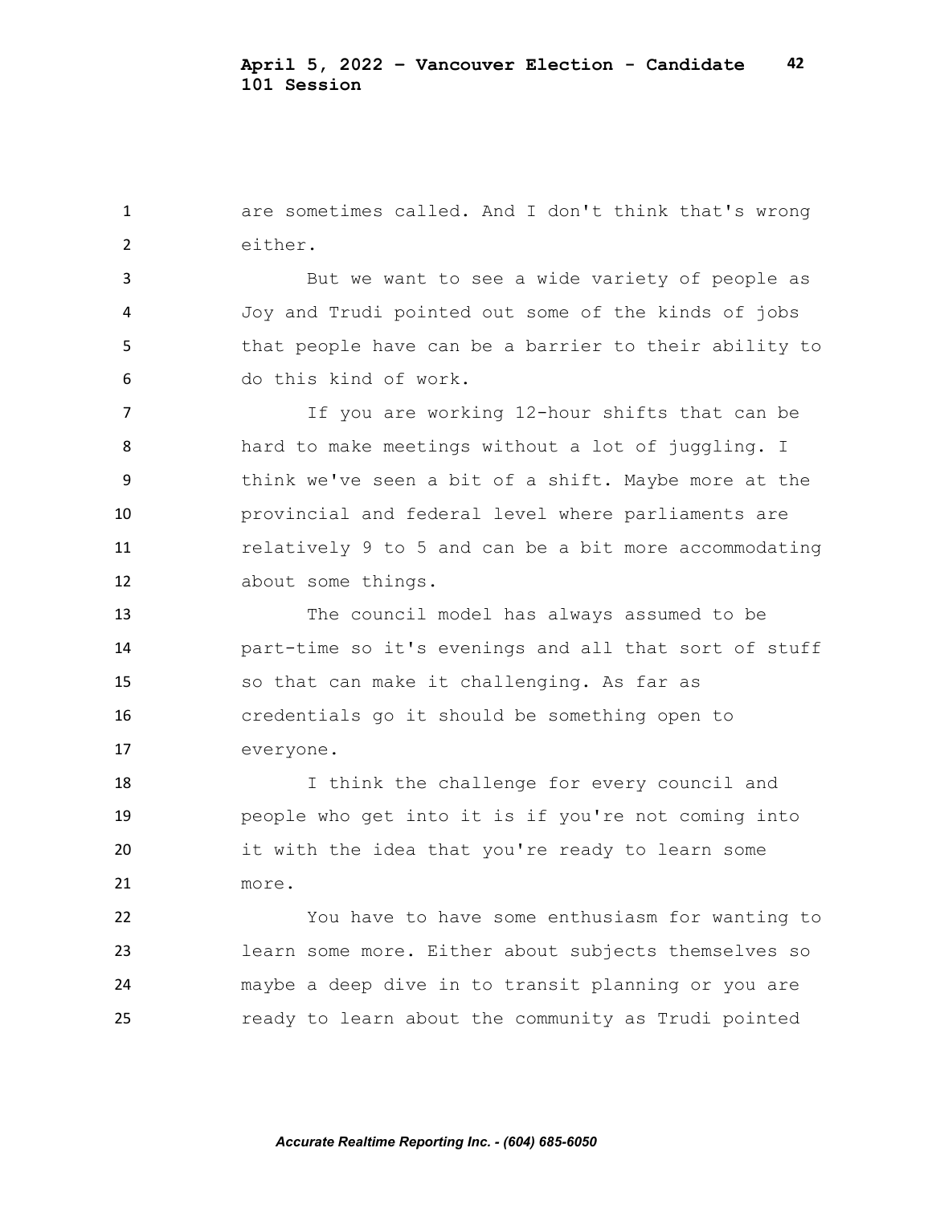are sometimes called. And I don't think that's wrong either.

But we want to see a wide variety of people as Joy and Trudi pointed out some of the kinds of jobs that people have can be a barrier to their ability to do this kind of work.

If you are working 12-hour shifts that can be hard to make meetings without a lot of juggling. I think we've seen a bit of a shift. Maybe more at the provincial and federal level where parliaments are relatively 9 to 5 and can be a bit more accommodating about some things.

The council model has always assumed to be part-time so it's evenings and all that sort of stuff so that can make it challenging. As far as credentials go it should be something open to everyone.

I think the challenge for every council and people who get into it is if you're not coming into it with the idea that you're ready to learn some more.

You have to have some enthusiasm for wanting to learn some more. Either about subjects themselves so maybe a deep dive in to transit planning or you are ready to learn about the community as Trudi pointed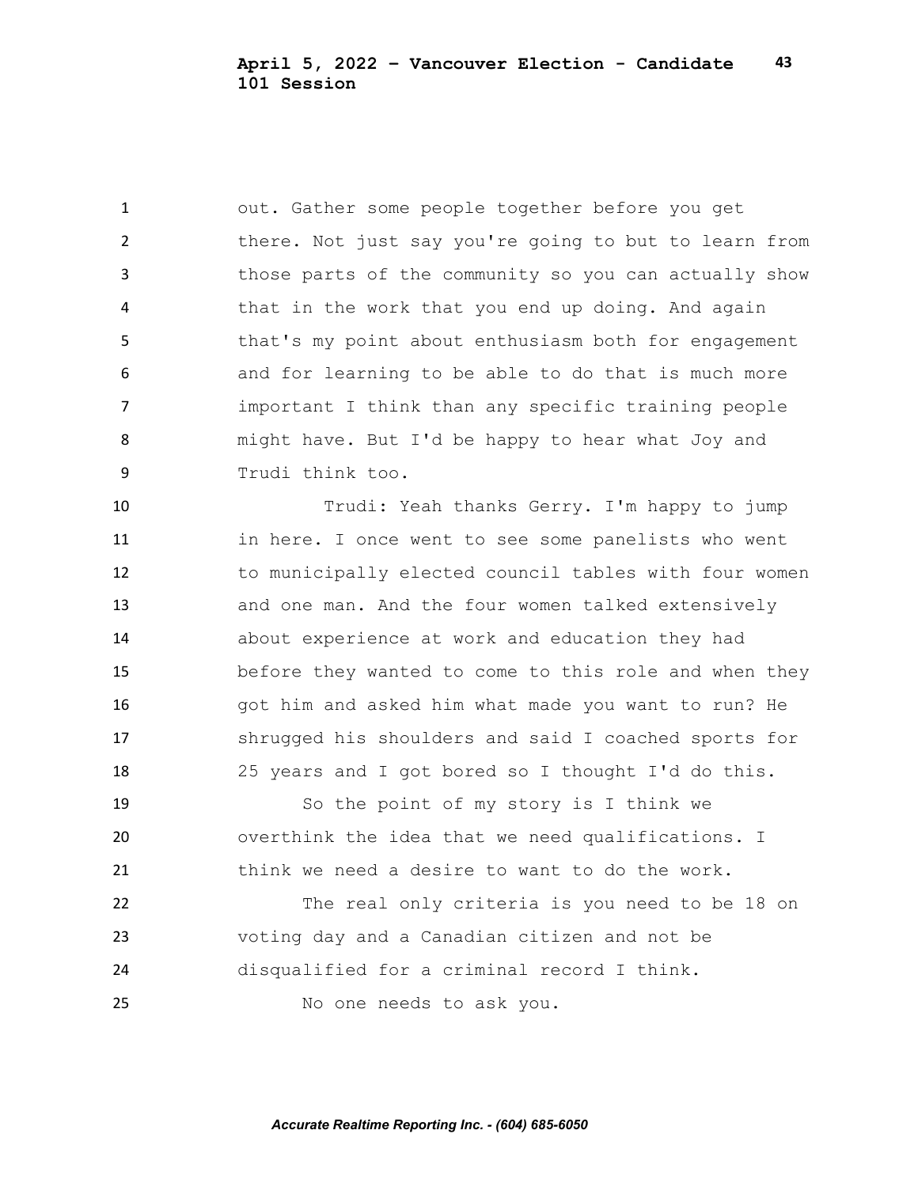out. Gather some people together before you get there. Not just say you're going to but to learn from those parts of the community so you can actually show that in the work that you end up doing. And again that's my point about enthusiasm both for engagement and for learning to be able to do that is much more important I think than any specific training people might have. But I'd be happy to hear what Joy and Trudi think too.

Trudi: Yeah thanks Gerry. I'm happy to jump in here. I once went to see some panelists who went to municipally elected council tables with four women and one man. And the four women talked extensively about experience at work and education they had before they wanted to come to this role and when they got him and asked him what made you want to run? He shrugged his shoulders and said I coached sports for 25 years and I got bored so I thought I'd do this.

So the point of my story is I think we overthink the idea that we need qualifications. I think we need a desire to want to do the work.

The real only criteria is you need to be 18 on voting day and a Canadian citizen and not be disqualified for a criminal record I think.

No one needs to ask you.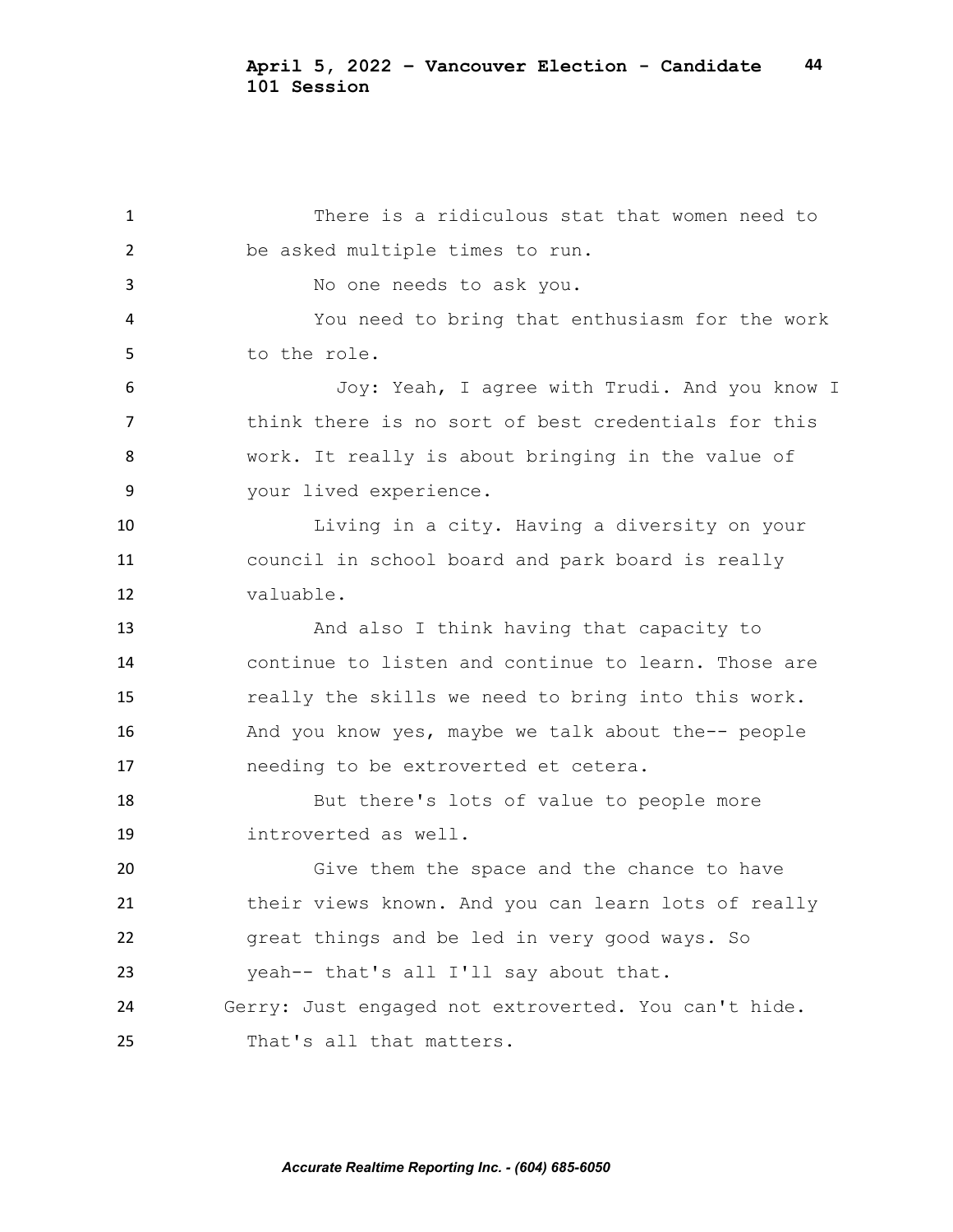There is a ridiculous stat that women need to be asked multiple times to run.

No one needs to ask you.

You need to bring that enthusiasm for the work to the role.

Joy: Yeah, I agree with Trudi. And you know I think there is no sort of best credentials for this work. It really is about bringing in the value of your lived experience.

Living in a city. Having a diversity on your council in school board and park board is really valuable.

And also I think having that capacity to continue to listen and continue to learn. Those are really the skills we need to bring into this work. And you know yes, maybe we talk about the-- people needing to be extroverted et cetera.

But there's lots of value to people more introverted as well.

Give them the space and the chance to have their views known. And you can learn lots of really great things and be led in very good ways. So yeah-- that's all I'll say about that.

Gerry: Just engaged not extroverted. You can't hide. That's all that matters.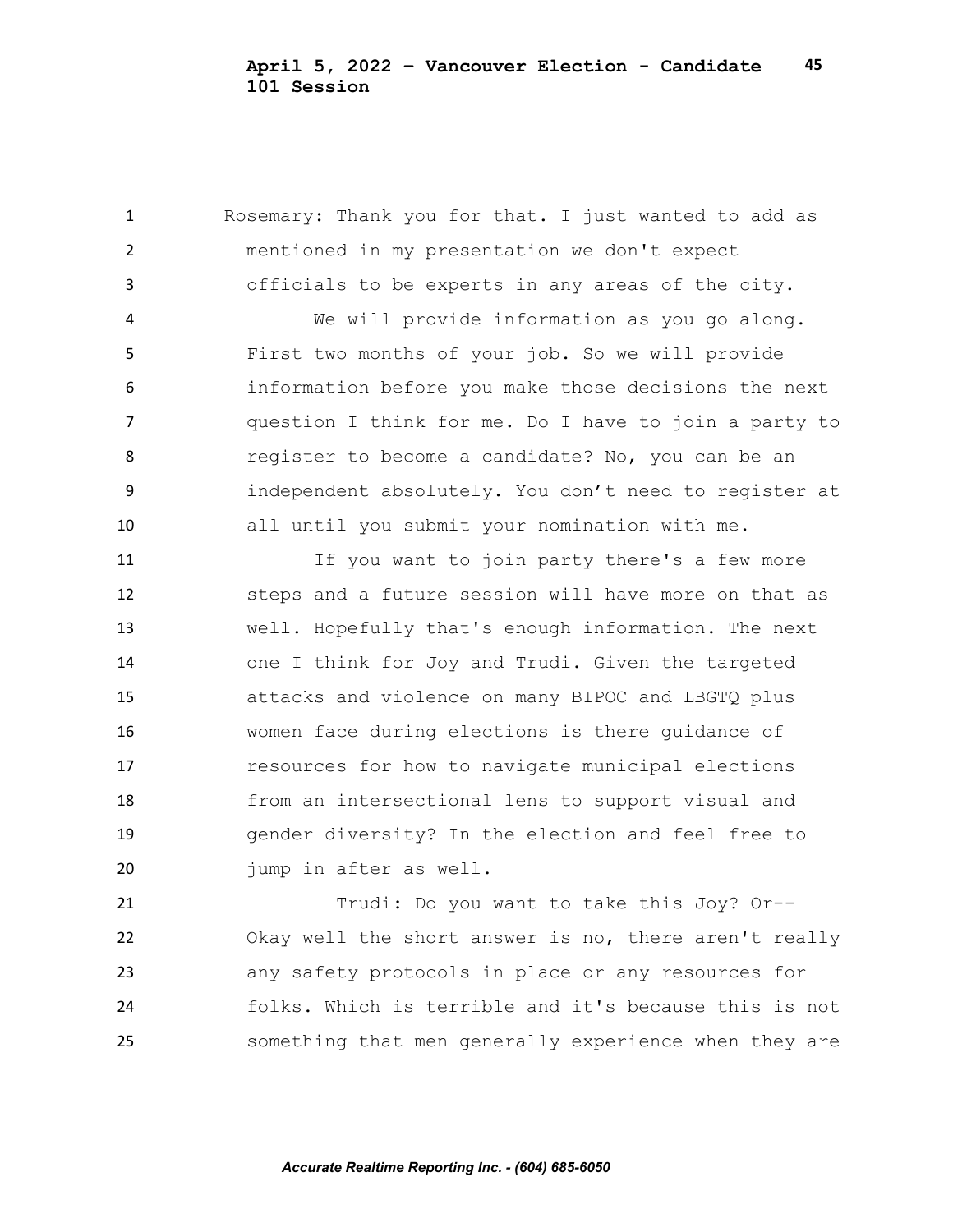Rosemary: Thank you for that. I just wanted to add as mentioned in my presentation we don't expect officials to be experts in any areas of the city.

We will provide information as you go along. First two months of your job. So we will provide information before you make those decisions the next question I think for me. Do I have to join a party to register to become a candidate? No, you can be an independent absolutely. You don't need to register at all until you submit your nomination with me.

If you want to join party there's a few more steps and a future session will have more on that as well. Hopefully that's enough information. The next one I think for Joy and Trudi. Given the targeted attacks and violence on many BIPOC and LBGTQ plus women face during elections is there guidance of resources for how to navigate municipal elections from an intersectional lens to support visual and gender diversity? In the election and feel free to jump in after as well.

Trudi: Do you want to take this Joy? Or-- Okay well the short answer is no, there aren't really any safety protocols in place or any resources for folks. Which is terrible and it's because this is not something that men generally experience when they are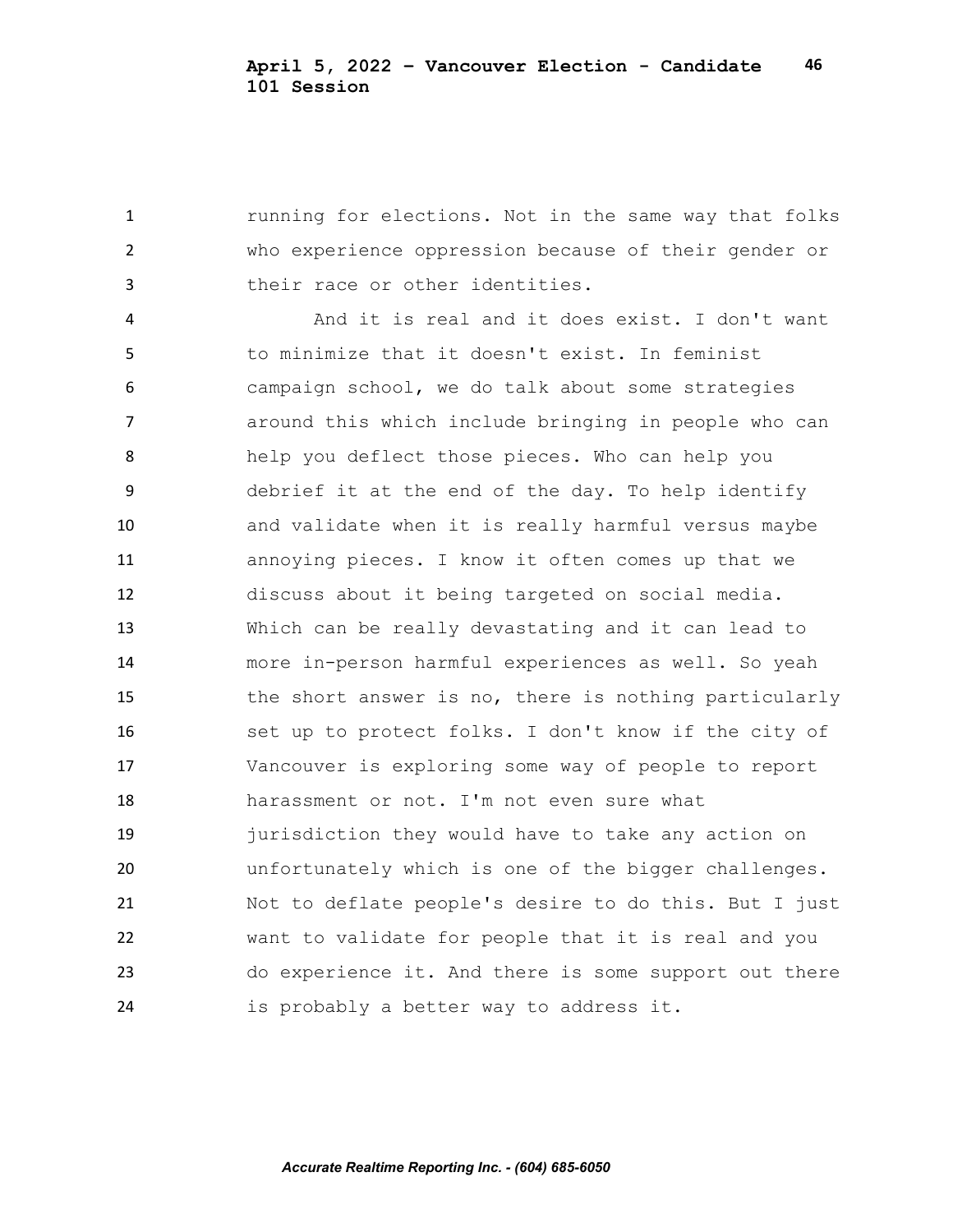running for elections. Not in the same way that folks who experience oppression because of their gender or their race or other identities.

And it is real and it does exist. I don't want to minimize that it doesn't exist. In feminist campaign school, we do talk about some strategies around this which include bringing in people who can help you deflect those pieces. Who can help you debrief it at the end of the day. To help identify and validate when it is really harmful versus maybe annoying pieces. I know it often comes up that we discuss about it being targeted on social media. Which can be really devastating and it can lead to more in-person harmful experiences as well. So yeah the short answer is no, there is nothing particularly set up to protect folks. I don't know if the city of Vancouver is exploring some way of people to report harassment or not. I'm not even sure what jurisdiction they would have to take any action on unfortunately which is one of the bigger challenges. Not to deflate people's desire to do this. But I just want to validate for people that it is real and you do experience it. And there is some support out there is probably a better way to address it.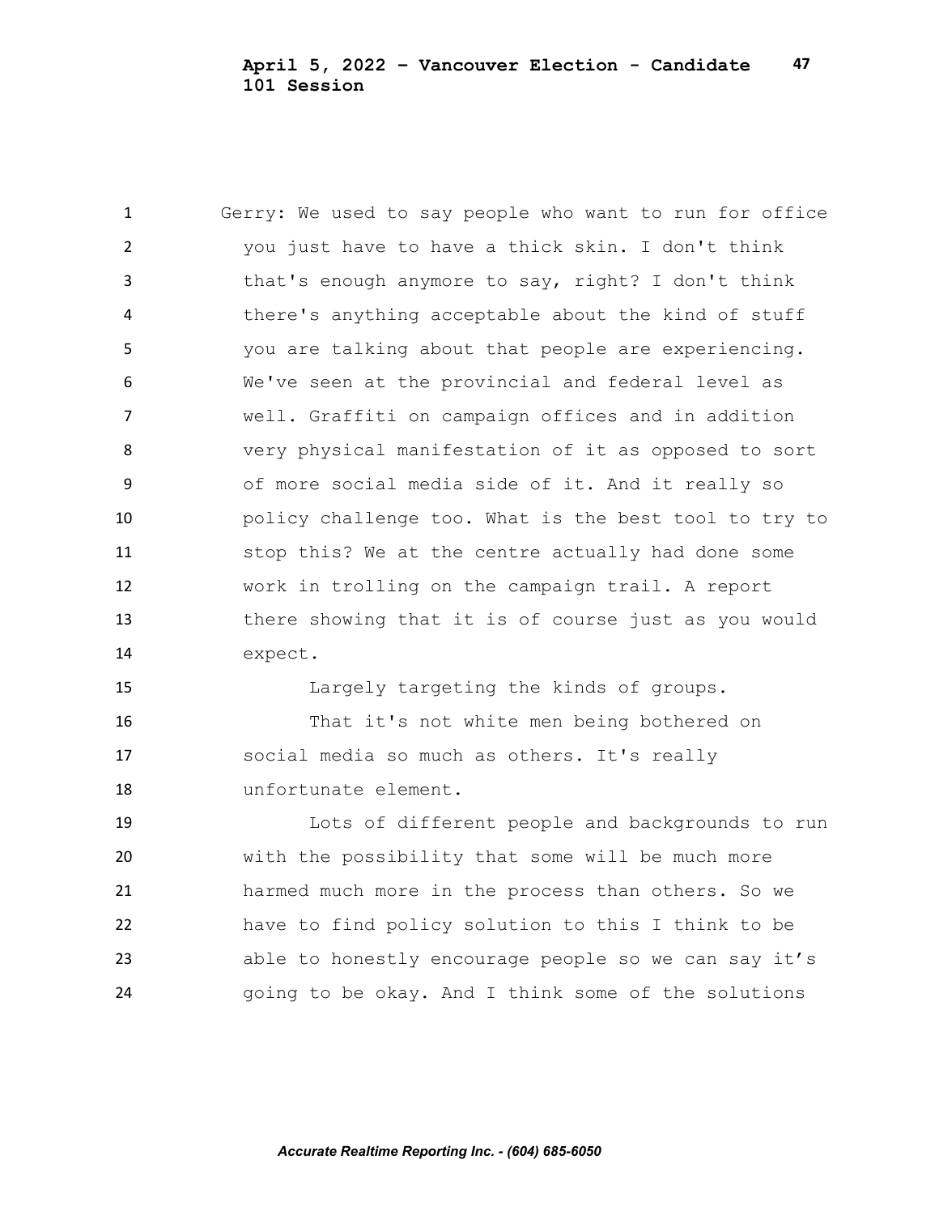Gerry: We used to say people who want to run for office you just have to have a thick skin. I don't think that's enough anymore to say, right? I don't think there's anything acceptable about the kind of stuff you are talking about that people are experiencing. We've seen at the provincial and federal level as well. Graffiti on campaign offices and in addition very physical manifestation of it as opposed to sort of more social media side of it. And it really so policy challenge too. What is the best tool to try to stop this? We at the centre actually had done some work in trolling on the campaign trail. A report there showing that it is of course just as you would expect.

Largely targeting the kinds of groups.

That it's not white men being bothered on social media so much as others. It's really unfortunate element.

Lots of different people and backgrounds to run with the possibility that some will be much more harmed much more in the process than others. So we have to find policy solution to this I think to be able to honestly encourage people so we can say it's going to be okay. And I think some of the solutions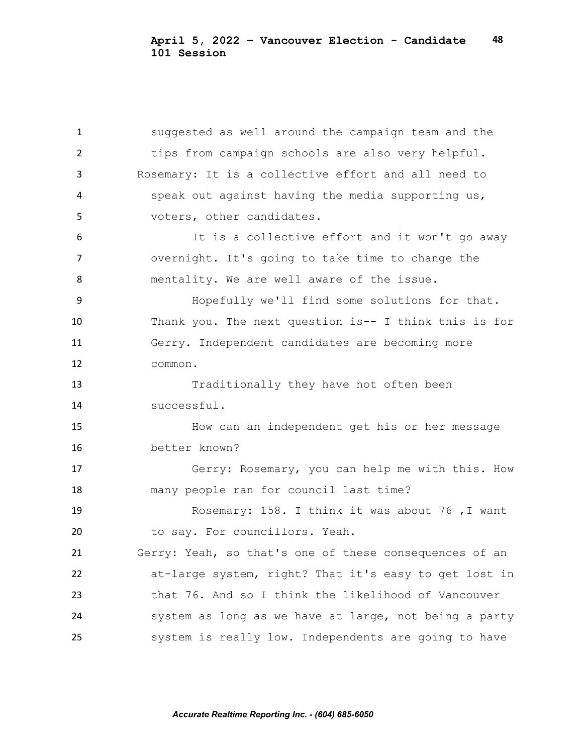suggested as well around the campaign team and the tips from campaign schools are also very helpful.

Rosemary: It is a collective effort and all need to speak out against having the media supporting us, voters, other candidates.

It is a collective effort and it won't go away overnight. It's going to take time to change the mentality. We are well aware of the issue.

Hopefully we'll find some solutions for that. Thank you. The next question is-- I think this is for Gerry. Independent candidates are becoming more common.

Traditionally they have not often been successful.

How can an independent get his or her message better known?

Gerry: Rosemary, you can help me with this. How many people ran for council last time?

Rosemary: 158. I think it was about 76 ,I want to say. For councillors. Yeah.

Gerry: Yeah, so that's one of these consequences of an at-large system, right? That it's easy to get lost in that 76. And so I think the likelihood of Vancouver system as long as we have at large, not being a party system is really low. Independents are going to have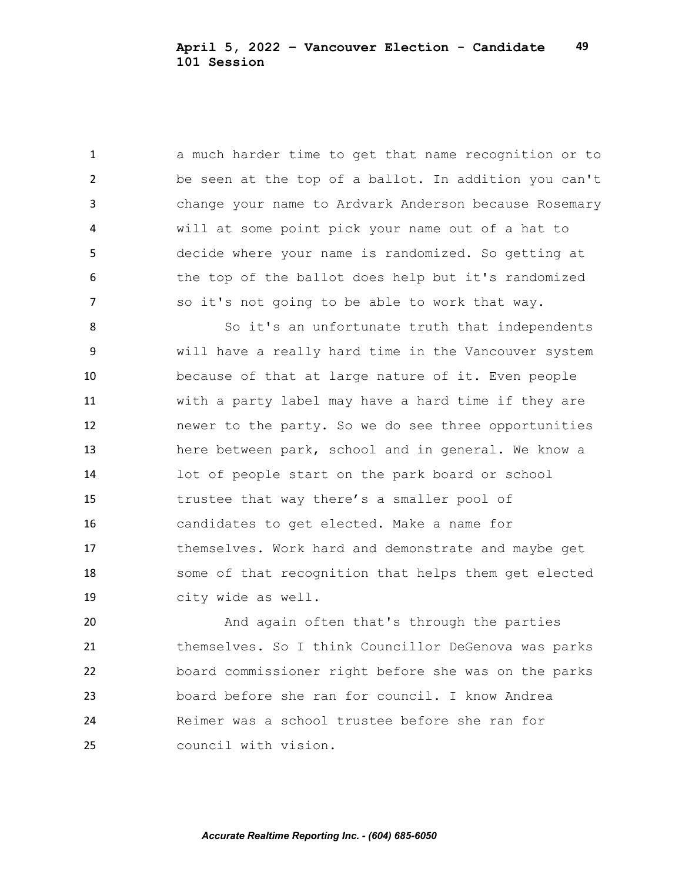a much harder time to get that name recognition or to be seen at the top of a ballot. In addition you can't change your name to Ardvark Anderson because Rosemary will at some point pick your name out of a hat to decide where your name is randomized. So getting at the top of the ballot does help but it's randomized so it's not going to be able to work that way.

So it's an unfortunate truth that independents will have a really hard time in the Vancouver system because of that at large nature of it. Even people with a party label may have a hard time if they are newer to the party. So we do see three opportunities here between park, school and in general. We know a lot of people start on the park board or school trustee that way there's a smaller pool of candidates to get elected. Make a name for themselves. Work hard and demonstrate and maybe get some of that recognition that helps them get elected city wide as well.

And again often that's through the parties themselves. So I think Councillor DeGenova was parks board commissioner right before she was on the parks board before she ran for council. I know Andrea Reimer was a school trustee before she ran for council with vision.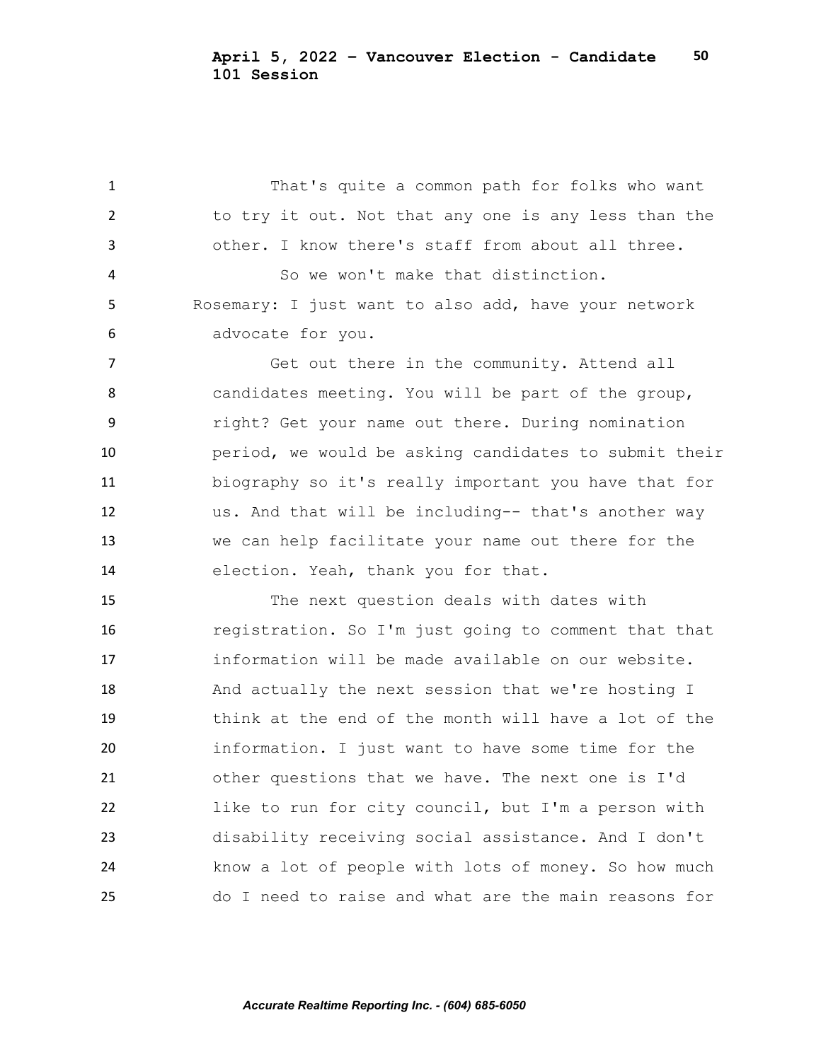That's quite a common path for folks who want to try it out. Not that any one is any less than the other. I know there's staff from about all three.

So we won't make that distinction.

Rosemary: I just want to also add, have your network advocate for you.

Get out there in the community. Attend all candidates meeting. You will be part of the group, right? Get your name out there. During nomination period, we would be asking candidates to submit their biography so it's really important you have that for us. And that will be including-- that's another way we can help facilitate your name out there for the election. Yeah, thank you for that.

The next question deals with dates with registration. So I'm just going to comment that that information will be made available on our website. And actually the next session that we're hosting I think at the end of the month will have a lot of the information. I just want to have some time for the other questions that we have. The next one is I'd like to run for city council, but I'm a person with disability receiving social assistance. And I don't know a lot of people with lots of money. So how much do I need to raise and what are the main reasons for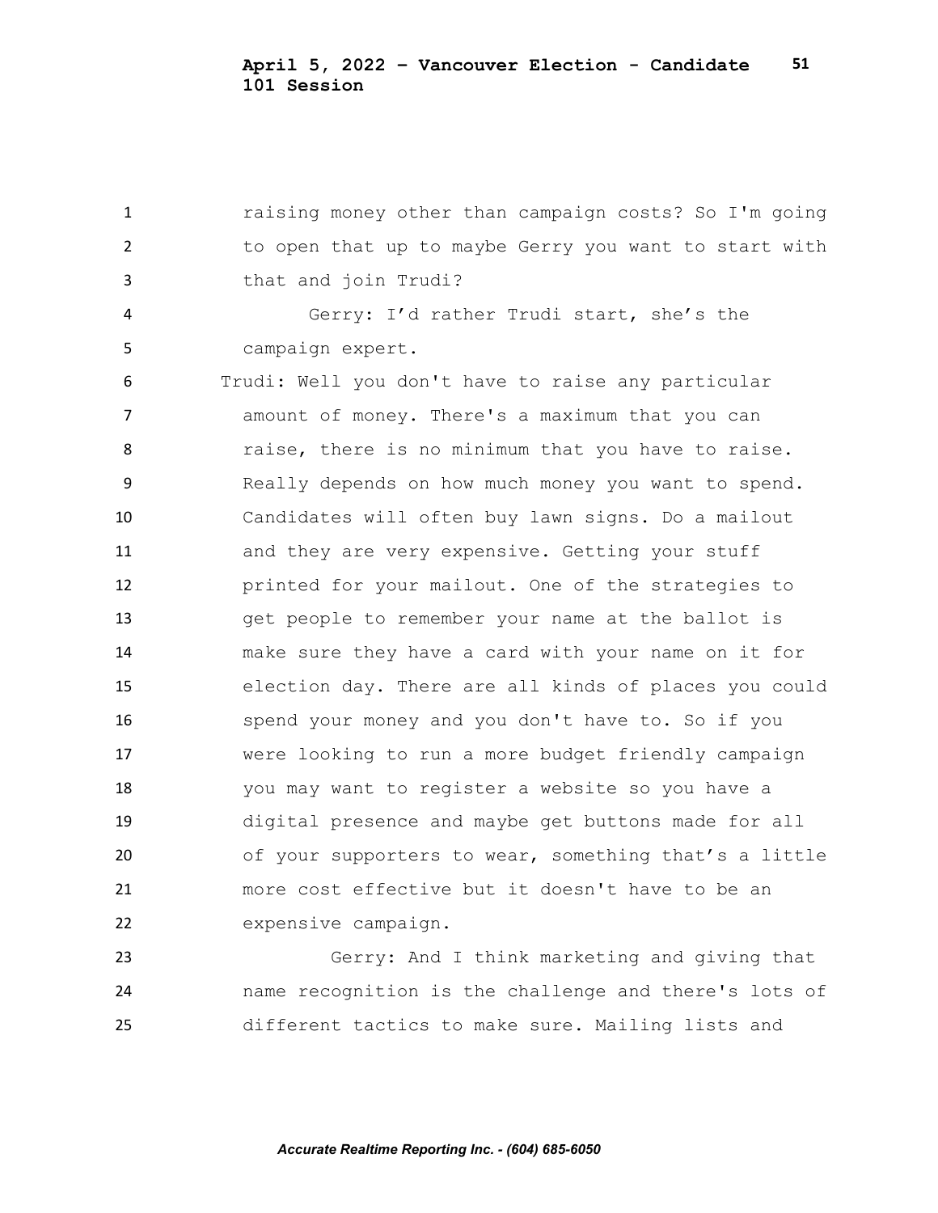raising money other than campaign costs? So I'm going to open that up to maybe Gerry you want to start with that and join Trudi?

Gerry: I'd rather Trudi start, she's the campaign expert.

Trudi: Well you don't have to raise any particular amount of money. There's a maximum that you can raise, there is no minimum that you have to raise. Really depends on how much money you want to spend. Candidates will often buy lawn signs. Do a mailout and they are very expensive. Getting your stuff printed for your mailout. One of the strategies to get people to remember your name at the ballot is make sure they have a card with your name on it for election day. There are all kinds of places you could spend your money and you don't have to. So if you were looking to run a more budget friendly campaign you may want to register a website so you have a digital presence and maybe get buttons made for all of your supporters to wear, something that's a little more cost effective but it doesn't have to be an expensive campaign.

Gerry: And I think marketing and giving that name recognition is the challenge and there's lots of different tactics to make sure. Mailing lists and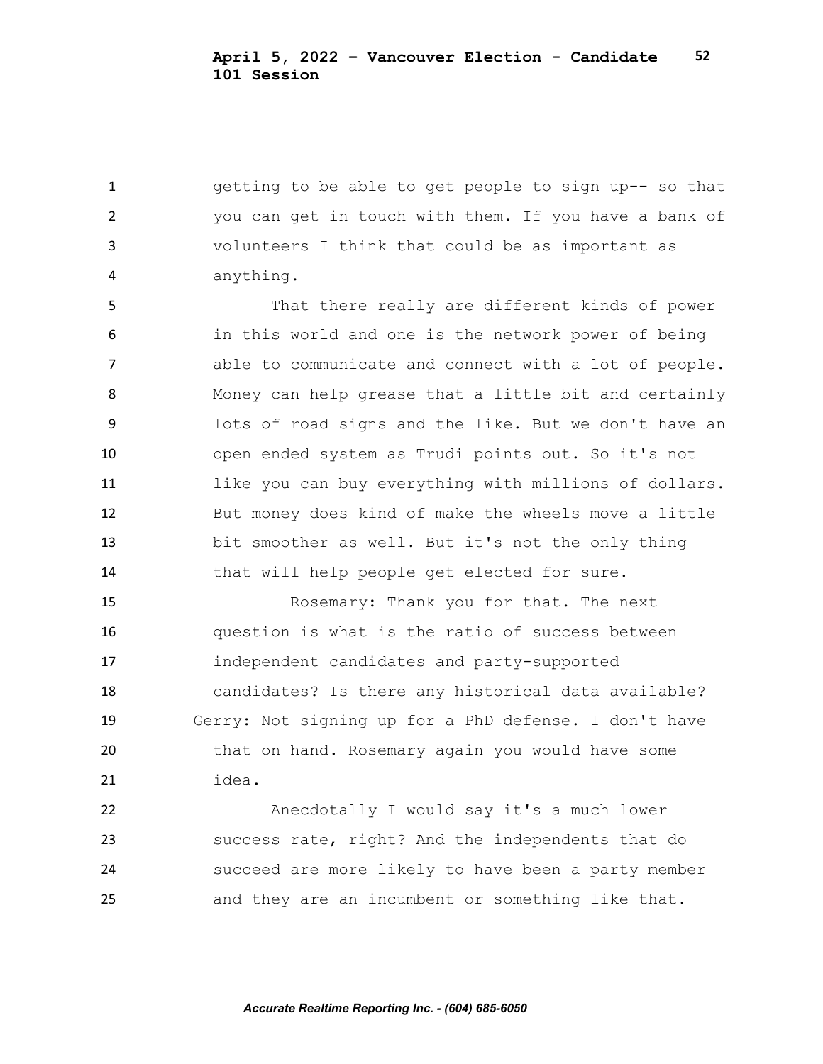getting to be able to get people to sign up-- so that you can get in touch with them. If you have a bank of volunteers I think that could be as important as anything.

That there really are different kinds of power in this world and one is the network power of being able to communicate and connect with a lot of people. Money can help grease that a little bit and certainly lots of road signs and the like. But we don't have an open ended system as Trudi points out. So it's not like you can buy everything with millions of dollars. But money does kind of make the wheels move a little bit smoother as well. But it's not the only thing that will help people get elected for sure.

Rosemary: Thank you for that. The next question is what is the ratio of success between independent candidates and party-supported candidates? Is there any historical data available?

Gerry: Not signing up for a PhD defense. I don't have that on hand. Rosemary again you would have some idea.

Anecdotally I would say it's a much lower success rate, right? And the independents that do succeed are more likely to have been a party member and they are an incumbent or something like that.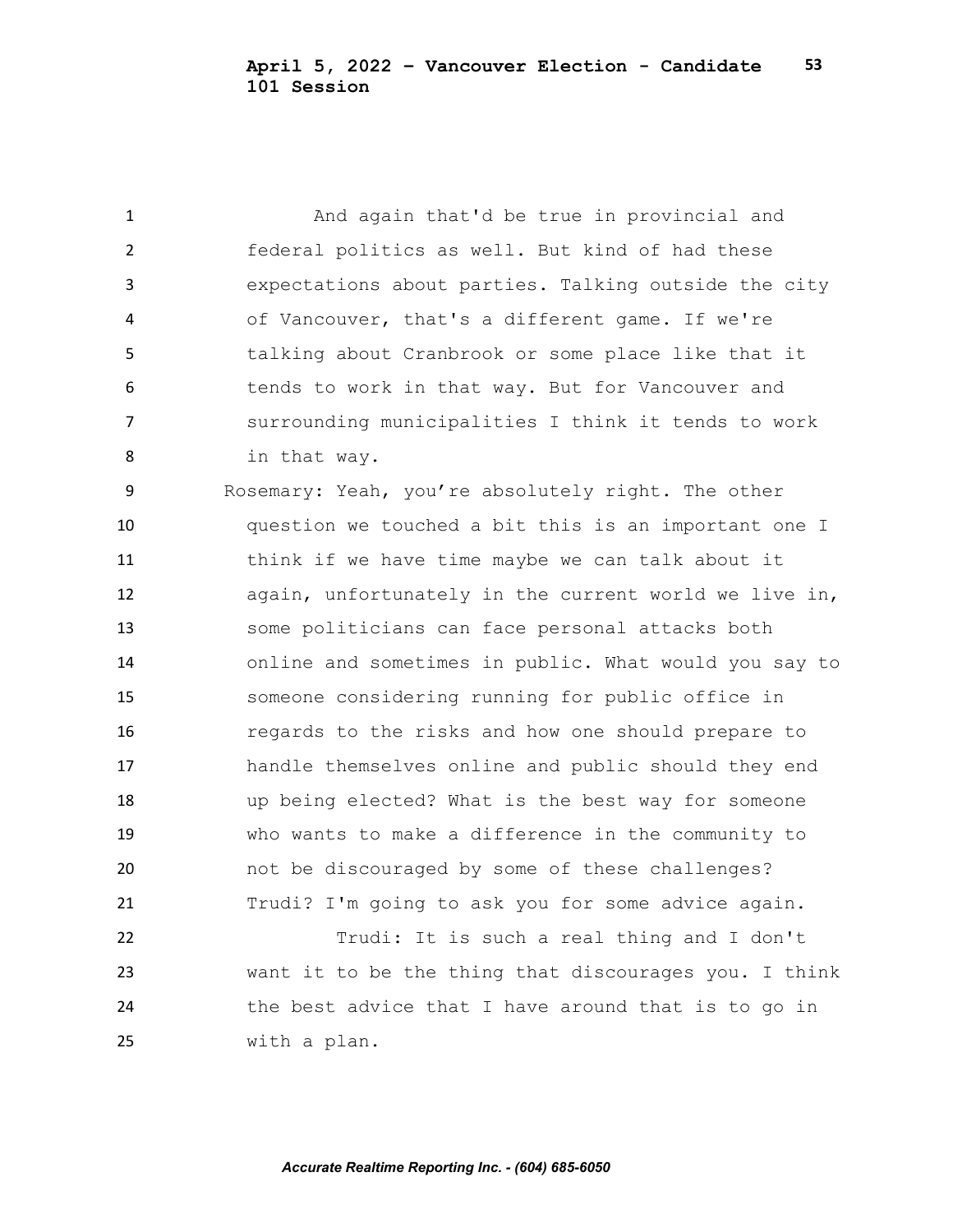And again that'd be true in provincial and federal politics as well. But kind of had these expectations about parties. Talking outside the city of Vancouver, that's a different game. If we're talking about Cranbrook or some place like that it tends to work in that way. But for Vancouver and surrounding municipalities I think it tends to work in that way.

Rosemary: Yeah, you're absolutely right. The other question we touched a bit this is an important one I think if we have time maybe we can talk about it again, unfortunately in the current world we live in, some politicians can face personal attacks both online and sometimes in public. What would you say to someone considering running for public office in regards to the risks and how one should prepare to handle themselves online and public should they end up being elected? What is the best way for someone who wants to make a difference in the community to not be discouraged by some of these challenges? Trudi? I'm going to ask you for some advice again.

Trudi: It is such a real thing and I don't want it to be the thing that discourages you. I think the best advice that I have around that is to go in with a plan.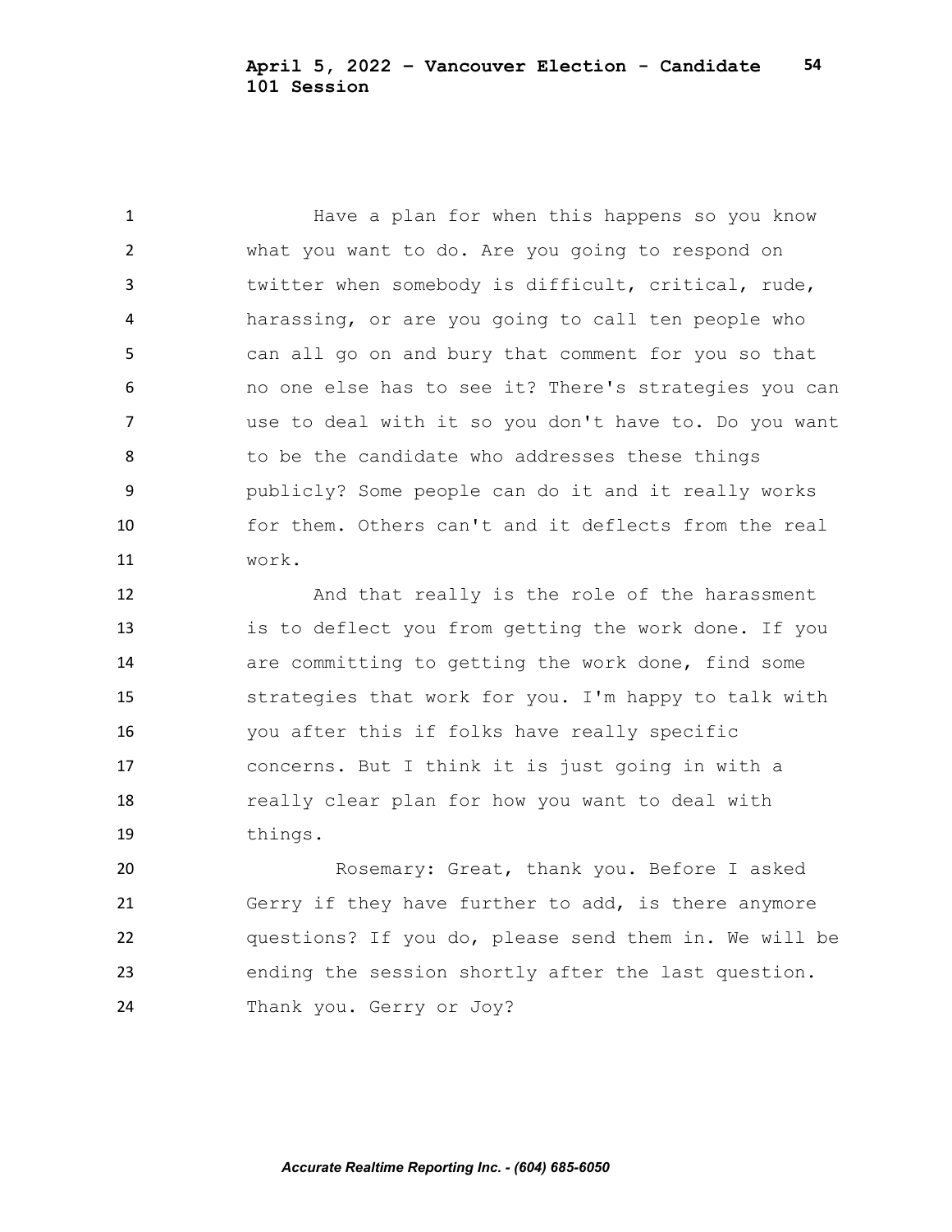Have a plan for when this happens so you know what you want to do. Are you going to respond on twitter when somebody is difficult, critical, rude, harassing, or are you going to call ten people who can all go on and bury that comment for you so that no one else has to see it? There's strategies you can use to deal with it so you don't have to. Do you want to be the candidate who addresses these things publicly? Some people can do it and it really works for them. Others can't and it deflects from the real work.

And that really is the role of the harassment is to deflect you from getting the work done. If you are committing to getting the work done, find some strategies that work for you. I'm happy to talk with you after this if folks have really specific concerns. But I think it is just going in with a really clear plan for how you want to deal with things.

Rosemary: Great, thank you. Before I asked Gerry if they have further to add, is there anymore questions? If you do, please send them in. We will be ending the session shortly after the last question. Thank you. Gerry or Joy?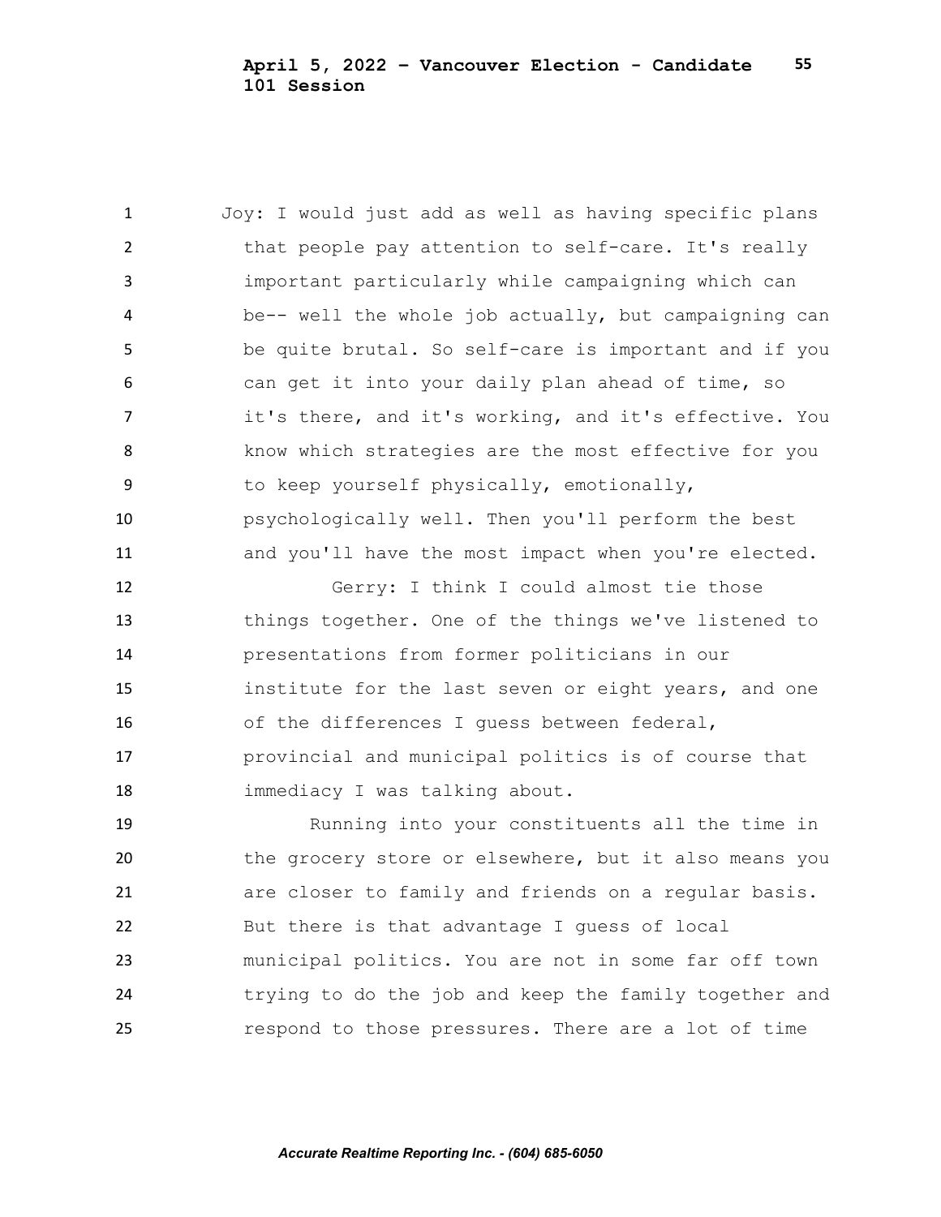Joy: I would just add as well as having specific plans that people pay attention to self-care. It's really important particularly while campaigning which can be-- well the whole job actually, but campaigning can be quite brutal. So self-care is important and if you can get it into your daily plan ahead of time, so it's there, and it's working, and it's effective. You know which strategies are the most effective for you to keep yourself physically, emotionally, psychologically well. Then you'll perform the best and you'll have the most impact when you're elected.

Gerry: I think I could almost tie those things together. One of the things we've listened to presentations from former politicians in our institute for the last seven or eight years, and one of the differences I guess between federal, provincial and municipal politics is of course that immediacy I was talking about.

Running into your constituents all the time in the grocery store or elsewhere, but it also means you are closer to family and friends on a regular basis. But there is that advantage I guess of local municipal politics. You are not in some far off town trying to do the job and keep the family together and respond to those pressures. There are a lot of time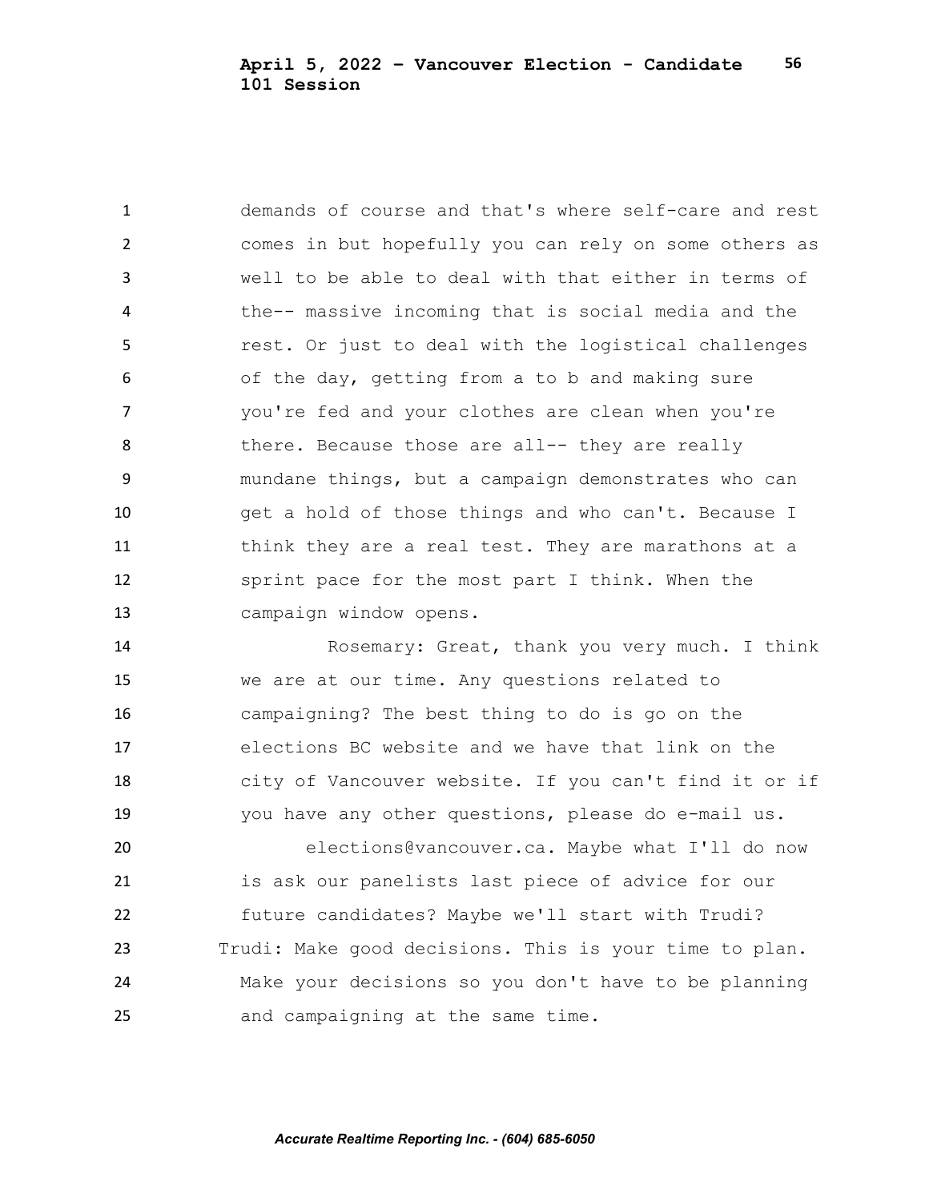demands of course and that's where self-care and rest comes in but hopefully you can rely on some others as well to be able to deal with that either in terms of the-- massive incoming that is social media and the rest. Or just to deal with the logistical challenges of the day, getting from a to b and making sure you're fed and your clothes are clean when you're there. Because those are all-- they are really mundane things, but a campaign demonstrates who can get a hold of those things and who can't. Because I think they are a real test. They are marathons at a sprint pace for the most part I think. When the campaign window opens.

Rosemary: Great, thank you very much. I think we are at our time. Any questions related to campaigning? The best thing to do is go on the elections BC website and we have that link on the city of Vancouver website. If you can't find it or if you have any other questions, please do e-mail us.

elections@vancouver.ca. Maybe what I'll do now is ask our panelists last piece of advice for our future candidates? Maybe we'll start with Trudi?

Trudi: Make good decisions. This is your time to plan. Make your decisions so you don't have to be planning and campaigning at the same time.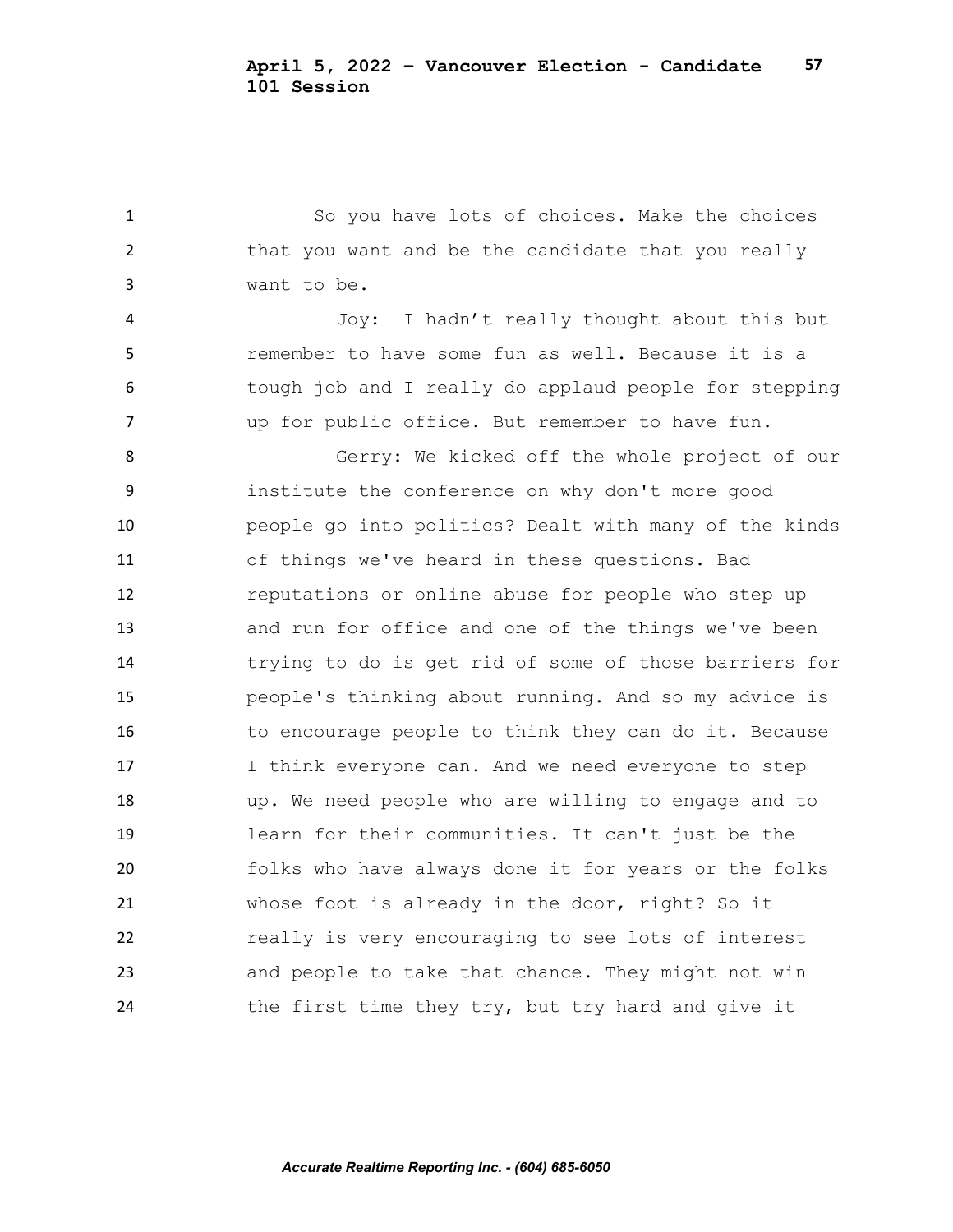So you have lots of choices. Make the choices that you want and be the candidate that you really want to be.

Joy: I hadn't really thought about this but remember to have some fun as well. Because it is a tough job and I really do applaud people for stepping up for public office. But remember to have fun.

Gerry: We kicked off the whole project of our institute the conference on why don't more good people go into politics? Dealt with many of the kinds of things we've heard in these questions. Bad reputations or online abuse for people who step up and run for office and one of the things we've been trying to do is get rid of some of those barriers for people's thinking about running. And so my advice is to encourage people to think they can do it. Because I think everyone can. And we need everyone to step up. We need people who are willing to engage and to learn for their communities. It can't just be the folks who have always done it for years or the folks whose foot is already in the door, right? So it really is very encouraging to see lots of interest and people to take that chance. They might not win the first time they try, but try hard and give it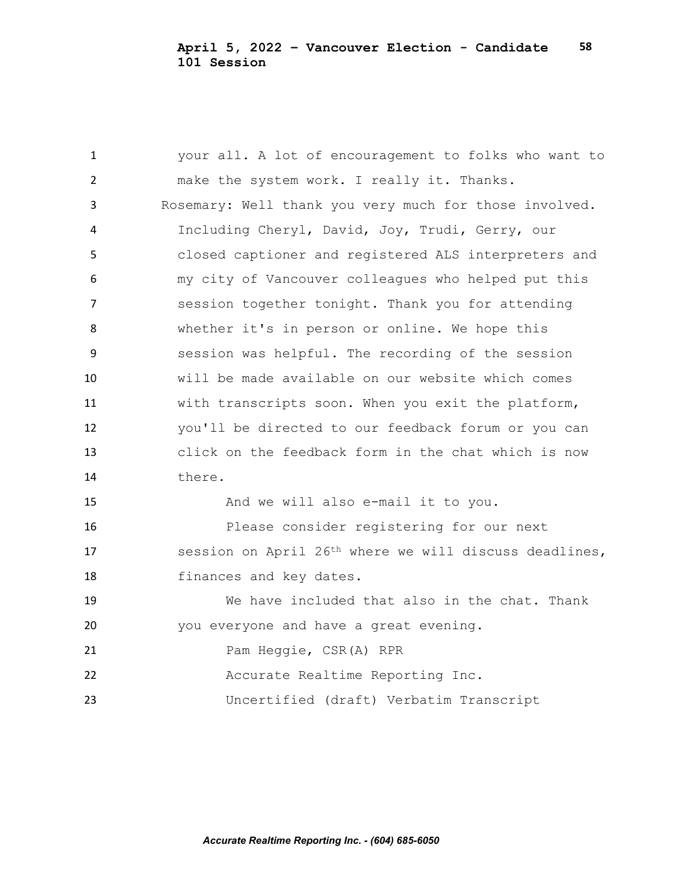your all. A lot of encouragement to folks who want to make the system work. I really it. Thanks.

Rosemary: Well thank you very much for those involved. Including Cheryl, David, Joy, Trudi, Gerry, our closed captioner and registered ALS interpreters and my city of Vancouver colleagues who helped put this session together tonight. Thank you for attending whether it's in person or online. We hope this session was helpful. The recording of the session will be made available on our website which comes with transcripts soon. When you exit the platform, you'll be directed to our feedback forum or you can click on the feedback form in the chat which is now there.

And we will also e-mail it to you.

Please consider registering for our next session on April 26th where we will discuss deadlines, finances and key dates.

We have included that also in the chat. Thank you everyone and have a great evening.

Pam Heggie, CSR(A) RPR

Accurate Realtime Reporting Inc.

Uncertified (draft) Verbatim Transcript